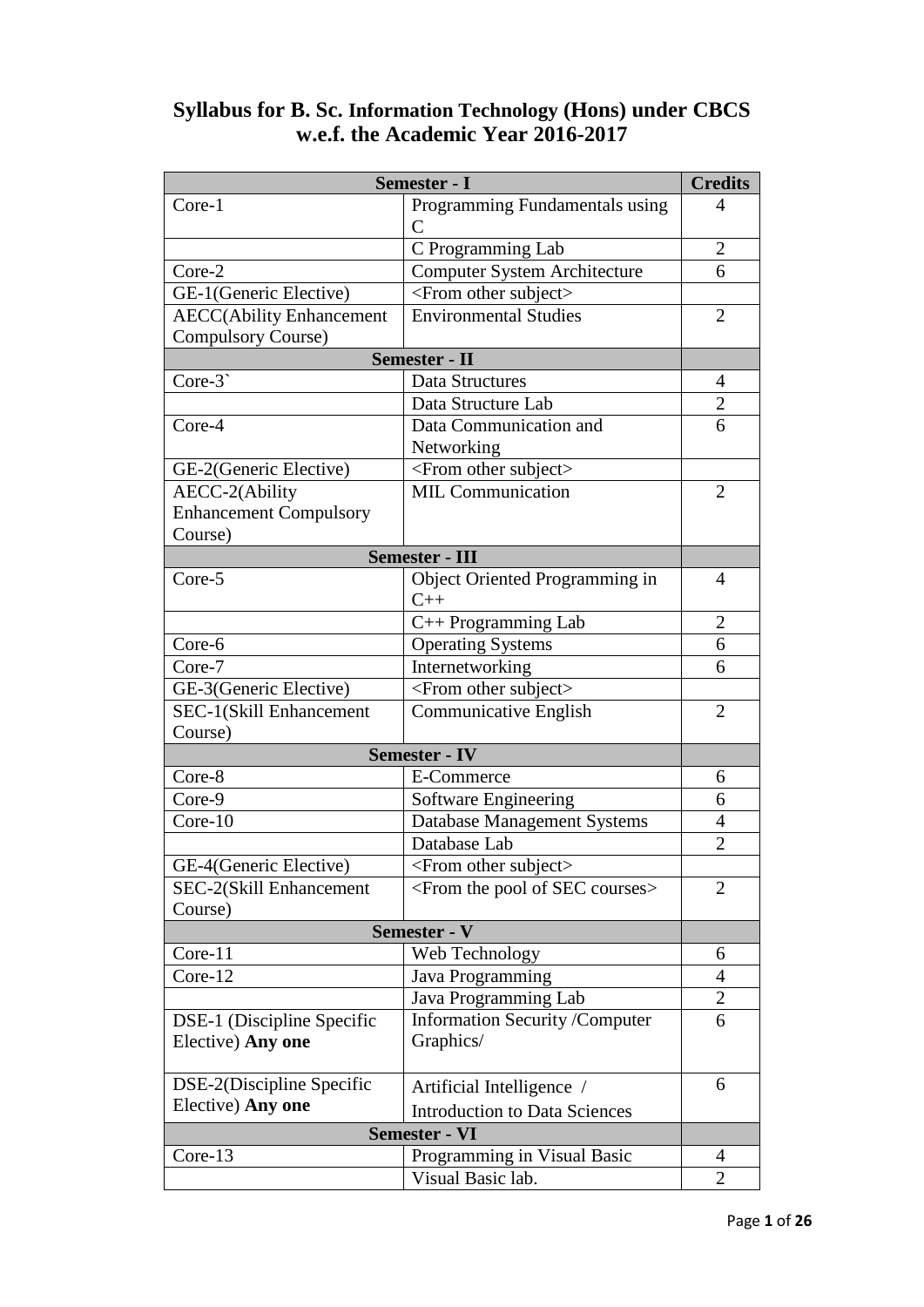# Syllabus for B. Sc. Information Technology (Hons) under CBCS w.e.f. the Academic Year 2016-2017

| Semester - I | | Credits |
|---|---|---|
| Core-1 | Programming Fundamentals using C | 4 |
| | C Programming Lab | 2 |
| Core-2 | Computer System Architecture | 6 |
| GE-1(Generic Elective) | <From other subject> | |
| AECC(Ability Enhancement Compulsory Course) | Environmental Studies | 2 |
| **Semester - II** | | |
| Core-3` | Data Structures | 4 |
| | Data Structure Lab | 2 |
| Core-4 | Data Communication and Networking | 6 |
| GE-2(Generic Elective) | <From other subject> | |
| AECC-2(Ability Enhancement Compulsory Course) | MIL Communication | 2 |
| **Semester - III** | | |
| Core-5 | Object Oriented Programming in C++ | 4 |
| | C++ Programming Lab | 2 |
| Core-6 | Operating Systems | 6 |
| Core-7 | Internetworking | 6 |
| GE-3(Generic Elective) | <From other subject> | |
| SEC-1(Skill Enhancement Course) | Communicative English | 2 |
| **Semester - IV** | | |
| Core-8 | E-Commerce | 6 |
| Core-9 | Software Engineering | 6 |
| Core-10 | Database Management Systems | 4 |
| | Database Lab | 2 |
| GE-4(Generic Elective) | <From other subject> | |
| SEC-2(Skill Enhancement Course) | <From the pool of SEC courses> | 2 |
| **Semester - V** | | |
| Core-11 | Web Technology | 6 |
| Core-12 | Java Programming | 4 |
| | Java Programming Lab | 2 |
| DSE-1 (Discipline Specific Elective) **Any one** | Information Security /Computer Graphics/ | 6 |
| DSE-2(Discipline Specific Elective) **Any one** | Artificial Intelligence / Introduction to Data Sciences | 6 |
| **Semester - VI** | | |
| Core-13 | Programming in Visual Basic | 4 |
| | Visual Basic lab. | 2 |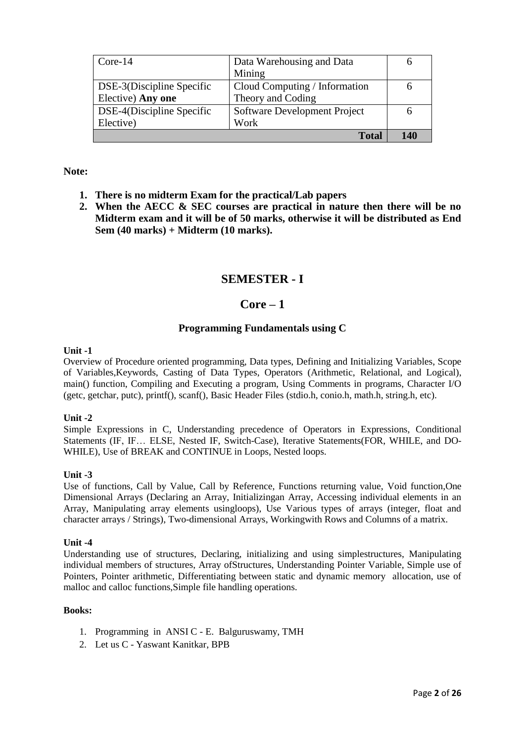| Core-14 | Data Warehousing and Data Mining | 6 |
|---|---|---|
| DSE-3(Discipline Specific Elective) **Any one** | Cloud Computing / Information Theory and Coding | 6 |
| DSE-4(Discipline Specific Elective) | Software Development Project Work | 6 |
| | **Total** | **140** |

**Note:**

1. **There is no midterm Exam for the practical/Lab papers**
2. **When the AECC & SEC courses are practical in nature then there will be no Midterm exam and it will be of 50 marks, otherwise it will be distributed as End Sem (40 marks) + Midterm (10 marks).**

## SEMESTER - I

## Core – 1

### Programming Fundamentals using C

**Unit -1**

Overview of Procedure oriented programming, Data types, Defining and Initializing Variables, Scope of Variables,Keywords, Casting of Data Types, Operators (Arithmetic, Relational, and Logical), main() function, Compiling and Executing a program, Using Comments in programs, Character I/O (getc, getchar, putc), printf(), scanf(), Basic Header Files (stdio.h, conio.h, math.h, string.h, etc).

**Unit -2**

Simple Expressions in C, Understanding precedence of Operators in Expressions, Conditional Statements (IF, IF… ELSE, Nested IF, Switch-Case), Iterative Statements(FOR, WHILE, and DO-WHILE), Use of BREAK and CONTINUE in Loops, Nested loops.

**Unit -3**

Use of functions, Call by Value, Call by Reference, Functions returning value, Void function,One Dimensional Arrays (Declaring an Array, Initializingan Array, Accessing individual elements in an Array, Manipulating array elements usingloops), Use Various types of arrays (integer, float and character arrays / Strings), Two-dimensional Arrays, Workingwith Rows and Columns of a matrix.

**Unit -4**

Understanding use of structures, Declaring, initializing and using simplestructures, Manipulating individual members of structures, Array ofStructures, Understanding Pointer Variable, Simple use of Pointers, Pointer arithmetic, Differentiating between static and dynamic memory allocation, use of malloc and calloc functions,Simple file handling operations.

**Books:**

1. Programming in ANSI C - E. Balguruswamy, TMH
2. Let us C - Yaswant Kanitkar, BPB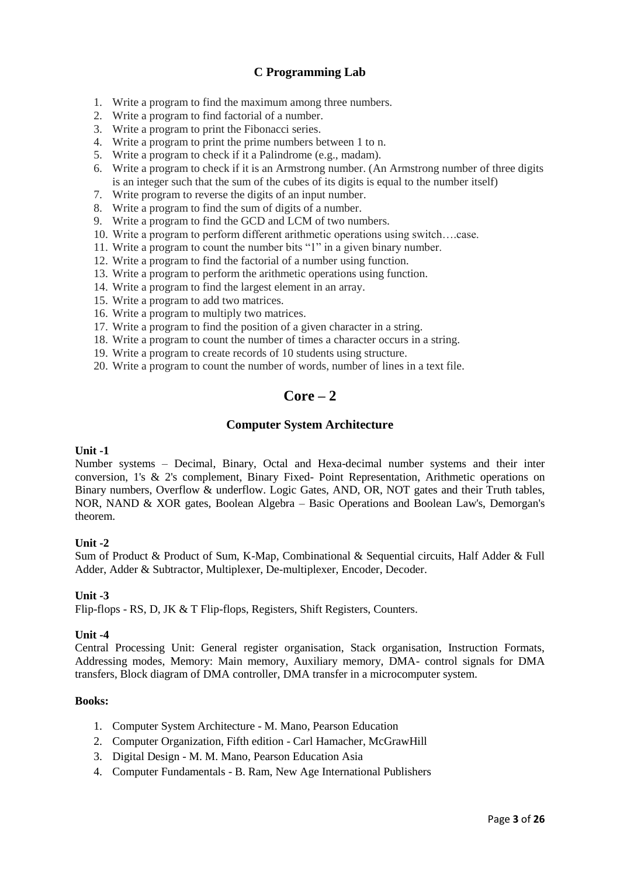## C Programming Lab

1. Write a program to find the maximum among three numbers.
2. Write a program to find factorial of a number.
3. Write a program to print the Fibonacci series.
4. Write a program to print the prime numbers between 1 to n.
5. Write a program to check if it a Palindrome (e.g., madam).
6. Write a program to check if it is an Armstrong number. (An Armstrong number of three digits is an integer such that the sum of the cubes of its digits is equal to the number itself)
7. Write program to reverse the digits of an input number.
8. Write a program to find the sum of digits of a number.
9. Write a program to find the GCD and LCM of two numbers.
10. Write a program to perform different arithmetic operations using switch….case.
11. Write a program to count the number bits "1" in a given binary number.
12. Write a program to find the factorial of a number using function.
13. Write a program to perform the arithmetic operations using function.
14. Write a program to find the largest element in an array.
15. Write a program to add two matrices.
16. Write a program to multiply two matrices.
17. Write a program to find the position of a given character in a string.
18. Write a program to count the number of times a character occurs in a string.
19. Write a program to create records of 10 students using structure.
20. Write a program to count the number of words, number of lines in a text file.

# Core – 2

## Computer System Architecture

**Unit -1**

Number systems – Decimal, Binary, Octal and Hexa-decimal number systems and their inter conversion, 1's & 2's complement, Binary Fixed- Point Representation, Arithmetic operations on Binary numbers, Overflow & underflow. Logic Gates, AND, OR, NOT gates and their Truth tables, NOR, NAND & XOR gates, Boolean Algebra – Basic Operations and Boolean Law's, Demorgan's theorem.

**Unit -2**

Sum of Product & Product of Sum, K-Map, Combinational & Sequential circuits, Half Adder & Full Adder, Adder & Subtractor, Multiplexer, De-multiplexer, Encoder, Decoder.

**Unit -3**

Flip-flops - RS, D, JK & T Flip-flops, Registers, Shift Registers, Counters.

**Unit -4**

Central Processing Unit: General register organisation, Stack organisation, Instruction Formats, Addressing modes, Memory: Main memory, Auxiliary memory, DMA- control signals for DMA transfers, Block diagram of DMA controller, DMA transfer in a microcomputer system.

**Books:**

1. Computer System Architecture - M. Mano, Pearson Education
2. Computer Organization, Fifth edition - Carl Hamacher, McGrawHill
3. Digital Design - M. M. Mano, Pearson Education Asia
4. Computer Fundamentals - B. Ram, New Age International Publishers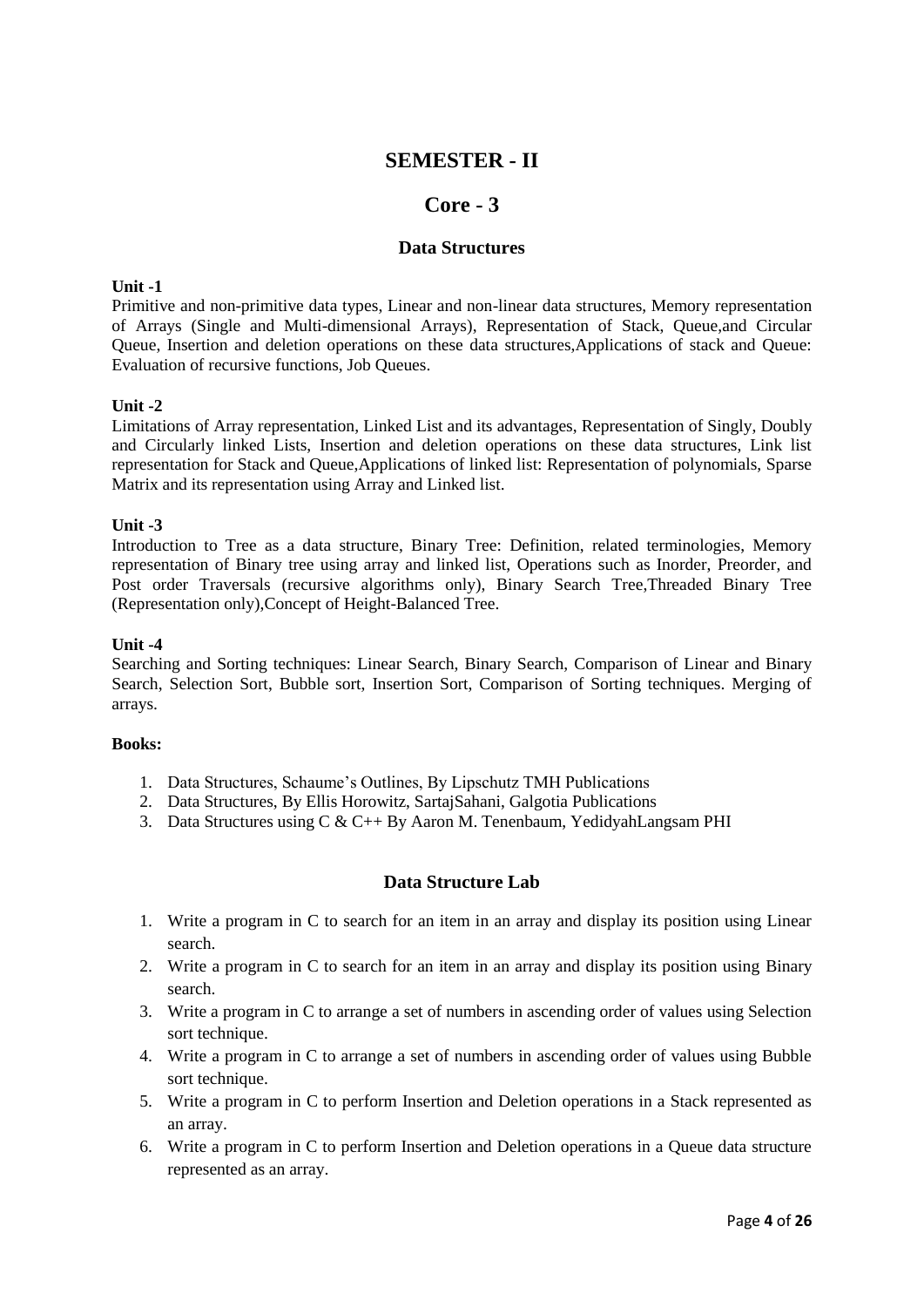# SEMESTER - II

## Core - 3

### Data Structures

**Unit -1**

Primitive and non-primitive data types, Linear and non-linear data structures, Memory representation of Arrays (Single and Multi-dimensional Arrays), Representation of Stack, Queue,and Circular Queue, Insertion and deletion operations on these data structures,Applications of stack and Queue: Evaluation of recursive functions, Job Queues.

**Unit -2**

Limitations of Array representation, Linked List and its advantages, Representation of Singly, Doubly and Circularly linked Lists, Insertion and deletion operations on these data structures, Link list representation for Stack and Queue,Applications of linked list: Representation of polynomials, Sparse Matrix and its representation using Array and Linked list.

**Unit -3**

Introduction to Tree as a data structure, Binary Tree: Definition, related terminologies, Memory representation of Binary tree using array and linked list, Operations such as Inorder, Preorder, and Post order Traversals (recursive algorithms only), Binary Search Tree,Threaded Binary Tree (Representation only),Concept of Height-Balanced Tree.

**Unit -4**

Searching and Sorting techniques: Linear Search, Binary Search, Comparison of Linear and Binary Search, Selection Sort, Bubble sort, Insertion Sort, Comparison of Sorting techniques. Merging of arrays.

**Books:**

1. Data Structures, Schaume's Outlines, By Lipschutz TMH Publications
2. Data Structures, By Ellis Horowitz, SartajSahani, Galgotia Publications
3. Data Structures using C & C++ By Aaron M. Tenenbaum, YedidyahLangsam PHI

### Data Structure Lab

1. Write a program in C to search for an item in an array and display its position using Linear search.
2. Write a program in C to search for an item in an array and display its position using Binary search.
3. Write a program in C to arrange a set of numbers in ascending order of values using Selection sort technique.
4. Write a program in C to arrange a set of numbers in ascending order of values using Bubble sort technique.
5. Write a program in C to perform Insertion and Deletion operations in a Stack represented as an array.
6. Write a program in C to perform Insertion and Deletion operations in a Queue data structure represented as an array.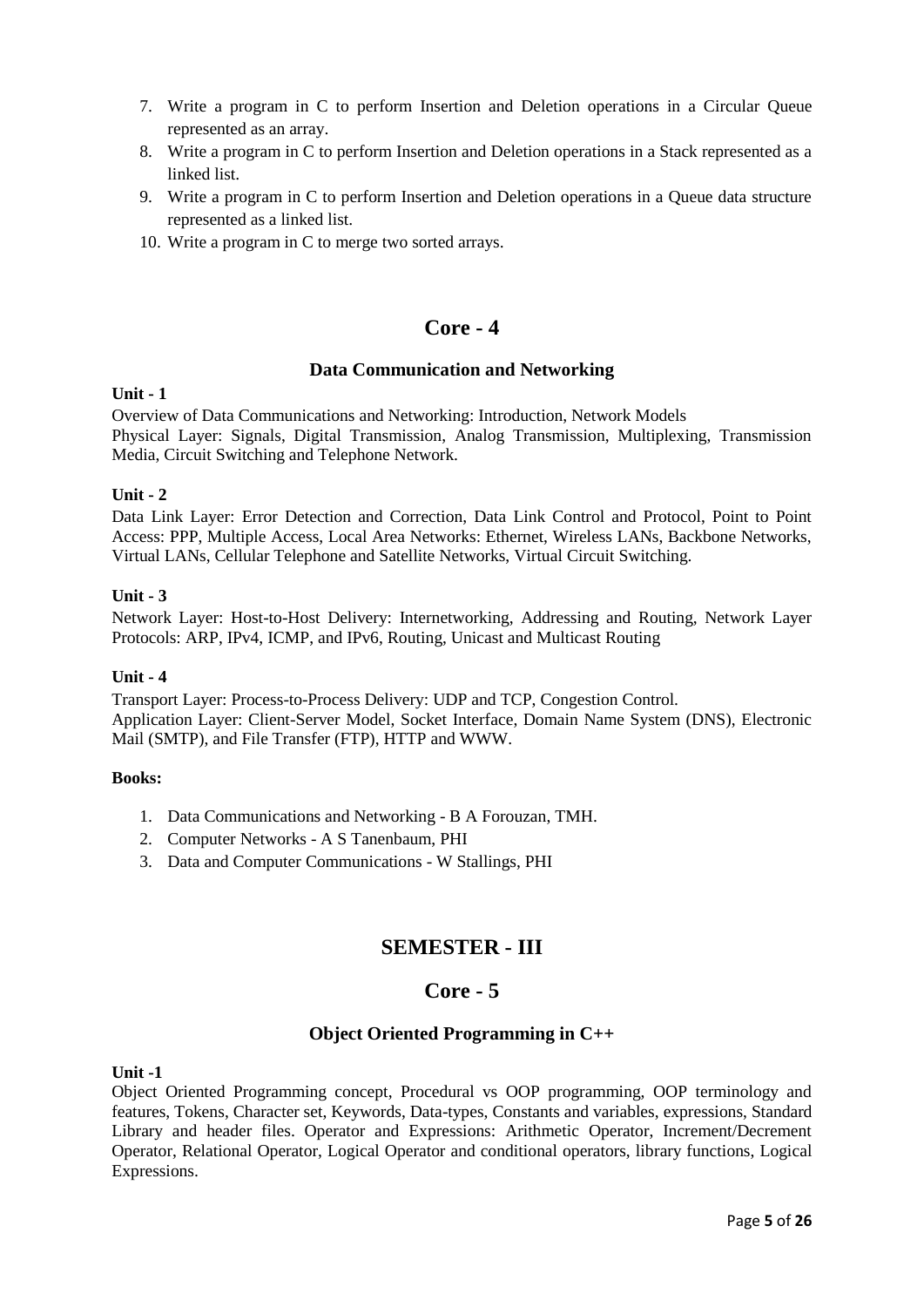7. Write a program in C to perform Insertion and Deletion operations in a Circular Queue represented as an array.
8. Write a program in C to perform Insertion and Deletion operations in a Stack represented as a linked list.
9. Write a program in C to perform Insertion and Deletion operations in a Queue data structure represented as a linked list.
10. Write a program in C to merge two sorted arrays.

## Core - 4

### Data Communication and Networking

**Unit - 1**

Overview of Data Communications and Networking: Introduction, Network Models
Physical Layer: Signals, Digital Transmission, Analog Transmission, Multiplexing, Transmission Media, Circuit Switching and Telephone Network.

**Unit - 2**

Data Link Layer: Error Detection and Correction, Data Link Control and Protocol, Point to Point Access: PPP, Multiple Access, Local Area Networks: Ethernet, Wireless LANs, Backbone Networks, Virtual LANs, Cellular Telephone and Satellite Networks, Virtual Circuit Switching.

**Unit - 3**

Network Layer: Host-to-Host Delivery: Internetworking, Addressing and Routing, Network Layer Protocols: ARP, IPv4, ICMP, and IPv6, Routing, Unicast and Multicast Routing

**Unit - 4**

Transport Layer: Process-to-Process Delivery: UDP and TCP, Congestion Control.
Application Layer: Client-Server Model, Socket Interface, Domain Name System (DNS), Electronic Mail (SMTP), and File Transfer (FTP), HTTP and WWW.

**Books:**

1. Data Communications and Networking - B A Forouzan, TMH.
2. Computer Networks - A S Tanenbaum, PHI
3. Data and Computer Communications - W Stallings, PHI

# SEMESTER - III

## Core - 5

### Object Oriented Programming in C++

**Unit -1**

Object Oriented Programming concept, Procedural vs OOP programming, OOP terminology and features, Tokens, Character set, Keywords, Data-types, Constants and variables, expressions, Standard Library and header files. Operator and Expressions: Arithmetic Operator, Increment/Decrement Operator, Relational Operator, Logical Operator and conditional operators, library functions, Logical Expressions.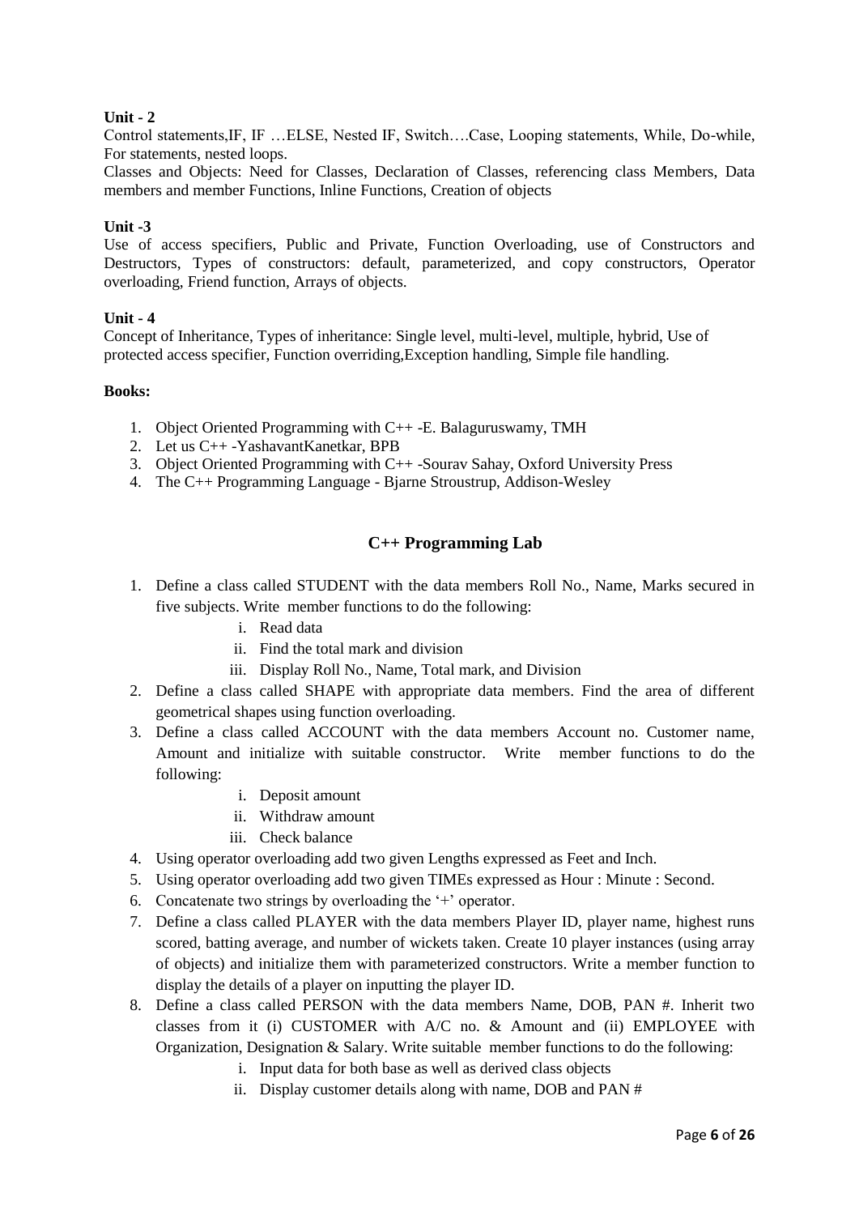**Unit - 2**

Control statements,IF, IF …ELSE, Nested IF, Switch….Case, Looping statements, While, Do-while, For statements, nested loops.

Classes and Objects: Need for Classes, Declaration of Classes, referencing class Members, Data members and member Functions, Inline Functions, Creation of objects

**Unit -3**

Use of access specifiers, Public and Private, Function Overloading, use of Constructors and Destructors, Types of constructors: default, parameterized, and copy constructors, Operator overloading, Friend function, Arrays of objects.

**Unit - 4**

Concept of Inheritance, Types of inheritance: Single level, multi-level, multiple, hybrid, Use of protected access specifier, Function overriding,Exception handling, Simple file handling.

**Books:**

1. Object Oriented Programming with C++ -E. Balaguruswamy, TMH
2. Let us C++ -YashavantKanetkar, BPB
3. Object Oriented Programming with C++ -Sourav Sahay, Oxford University Press
4. The C++ Programming Language - Bjarne Stroustrup, Addison-Wesley

## C++ Programming Lab

1. Define a class called STUDENT with the data members Roll No., Name, Marks secured in five subjects. Write member functions to do the following:
   i. Read data
   ii. Find the total mark and division
   iii. Display Roll No., Name, Total mark, and Division
2. Define a class called SHAPE with appropriate data members. Find the area of different geometrical shapes using function overloading.
3. Define a class called ACCOUNT with the data members Account no. Customer name, Amount and initialize with suitable constructor. Write member functions to do the following:
   i. Deposit amount
   ii. Withdraw amount
   iii. Check balance
4. Using operator overloading add two given Lengths expressed as Feet and Inch.
5. Using operator overloading add two given TIMEs expressed as Hour : Minute : Second.
6. Concatenate two strings by overloading the '+' operator.
7. Define a class called PLAYER with the data members Player ID, player name, highest runs scored, batting average, and number of wickets taken. Create 10 player instances (using array of objects) and initialize them with parameterized constructors. Write a member function to display the details of a player on inputting the player ID.
8. Define a class called PERSON with the data members Name, DOB, PAN #. Inherit two classes from it (i) CUSTOMER with A/C no. & Amount and (ii) EMPLOYEE with Organization, Designation & Salary. Write suitable member functions to do the following:
   i. Input data for both base as well as derived class objects
   ii. Display customer details along with name, DOB and PAN #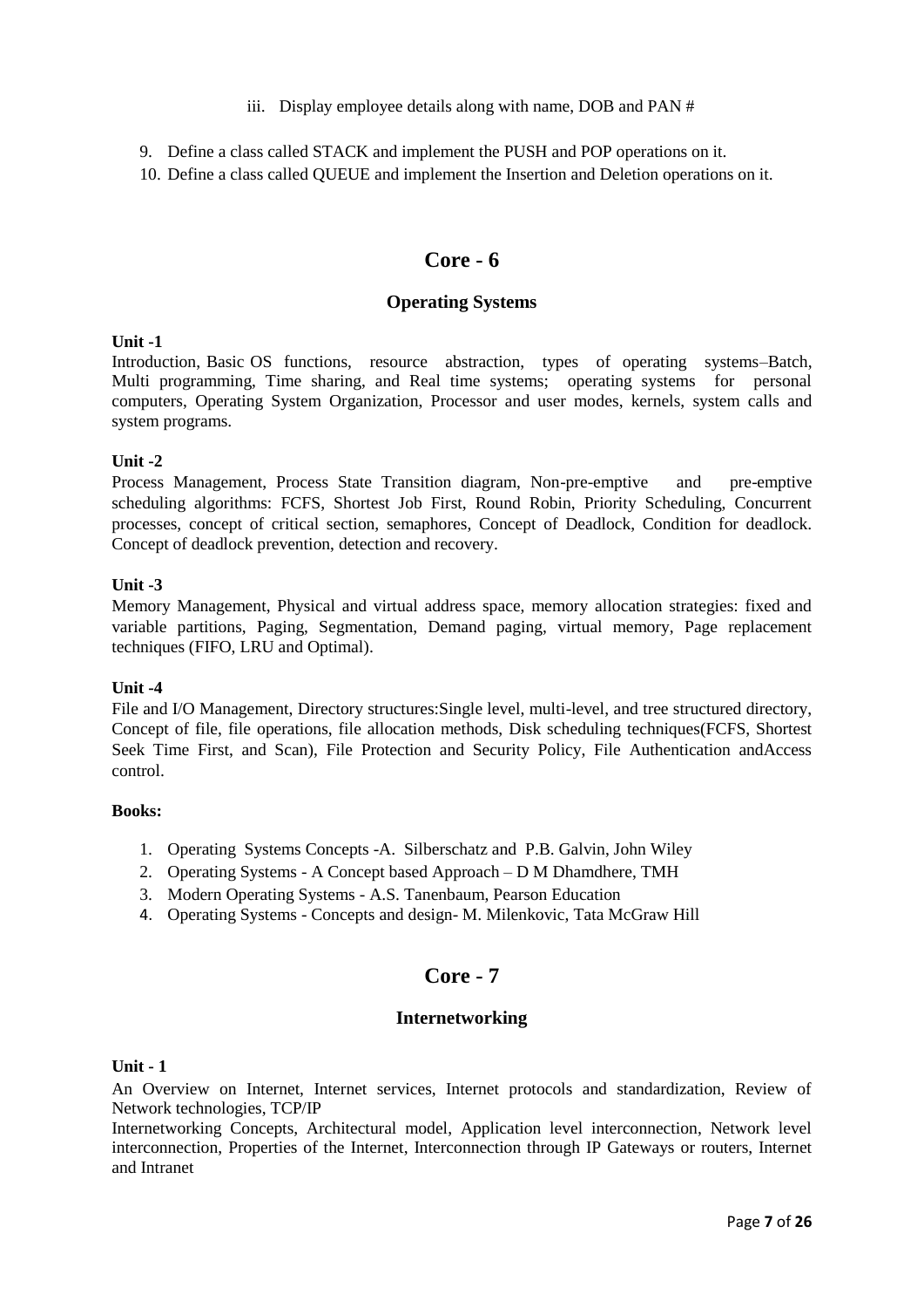iii. Display employee details along with name, DOB and PAN #

9. Define a class called STACK and implement the PUSH and POP operations on it.
10. Define a class called QUEUE and implement the Insertion and Deletion operations on it.

## Core - 6

### Operating Systems

**Unit -1**

Introduction, Basic OS functions, resource abstraction, types of operating systems–Batch, Multi programming, Time sharing, and Real time systems; operating systems for personal computers, Operating System Organization, Processor and user modes, kernels, system calls and system programs.

**Unit -2**

Process Management, Process State Transition diagram, Non-pre-emptive and pre-emptive scheduling algorithms: FCFS, Shortest Job First, Round Robin, Priority Scheduling, Concurrent processes, concept of critical section, semaphores, Concept of Deadlock, Condition for deadlock. Concept of deadlock prevention, detection and recovery.

**Unit -3**

Memory Management, Physical and virtual address space, memory allocation strategies: fixed and variable partitions, Paging, Segmentation, Demand paging, virtual memory, Page replacement techniques (FIFO, LRU and Optimal).

**Unit -4**

File and I/O Management, Directory structures:Single level, multi-level, and tree structured directory, Concept of file, file operations, file allocation methods, Disk scheduling techniques(FCFS, Shortest Seek Time First, and Scan), File Protection and Security Policy, File Authentication andAccess control.

**Books:**

1. Operating Systems Concepts -A. Silberschatz and P.B. Galvin, John Wiley
2. Operating Systems - A Concept based Approach – D M Dhamdhere, TMH
3. Modern Operating Systems - A.S. Tanenbaum, Pearson Education
4. Operating Systems - Concepts and design- M. Milenkovic, Tata McGraw Hill

## Core - 7

### Internetworking

**Unit - 1**

An Overview on Internet, Internet services, Internet protocols and standardization, Review of Network technologies, TCP/IP

Internetworking Concepts, Architectural model, Application level interconnection, Network level interconnection, Properties of the Internet, Interconnection through IP Gateways or routers, Internet and Intranet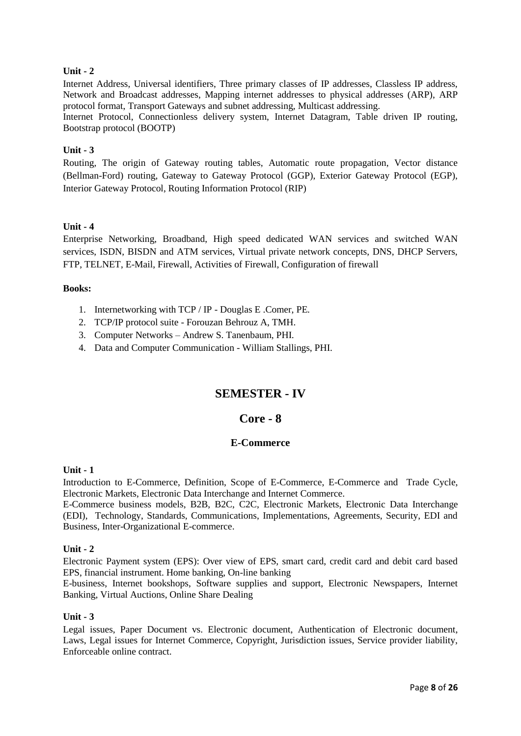**Unit - 2**

Internet Address, Universal identifiers, Three primary classes of IP addresses, Classless IP address, Network and Broadcast addresses, Mapping internet addresses to physical addresses (ARP), ARP protocol format, Transport Gateways and subnet addressing, Multicast addressing.

Internet Protocol, Connectionless delivery system, Internet Datagram, Table driven IP routing, Bootstrap protocol (BOOTP)

**Unit - 3**

Routing, The origin of Gateway routing tables, Automatic route propagation, Vector distance (Bellman-Ford) routing, Gateway to Gateway Protocol (GGP), Exterior Gateway Protocol (EGP), Interior Gateway Protocol, Routing Information Protocol (RIP)

**Unit - 4**

Enterprise Networking, Broadband, High speed dedicated WAN services and switched WAN services, ISDN, BISDN and ATM services, Virtual private network concepts, DNS, DHCP Servers, FTP, TELNET, E-Mail, Firewall, Activities of Firewall, Configuration of firewall

**Books:**

1. Internetworking with TCP / IP - Douglas E .Comer, PE.
2. TCP/IP protocol suite - Forouzan Behrouz A, TMH.
3. Computer Networks – Andrew S. Tanenbaum, PHI.
4. Data and Computer Communication - William Stallings, PHI.

# SEMESTER - IV

## Core - 8

### E-Commerce

**Unit - 1**

Introduction to E-Commerce, Definition, Scope of E-Commerce, E-Commerce and Trade Cycle, Electronic Markets, Electronic Data Interchange and Internet Commerce.

E-Commerce business models, B2B, B2C, C2C, Electronic Markets, Electronic Data Interchange (EDI), Technology, Standards, Communications, Implementations, Agreements, Security, EDI and Business, Inter-Organizational E-commerce.

**Unit - 2**

Electronic Payment system (EPS): Over view of EPS, smart card, credit card and debit card based EPS, financial instrument. Home banking, On-line banking

E-business, Internet bookshops, Software supplies and support, Electronic Newspapers, Internet Banking, Virtual Auctions, Online Share Dealing

**Unit - 3**

Legal issues, Paper Document vs. Electronic document, Authentication of Electronic document, Laws, Legal issues for Internet Commerce, Copyright, Jurisdiction issues, Service provider liability, Enforceable online contract.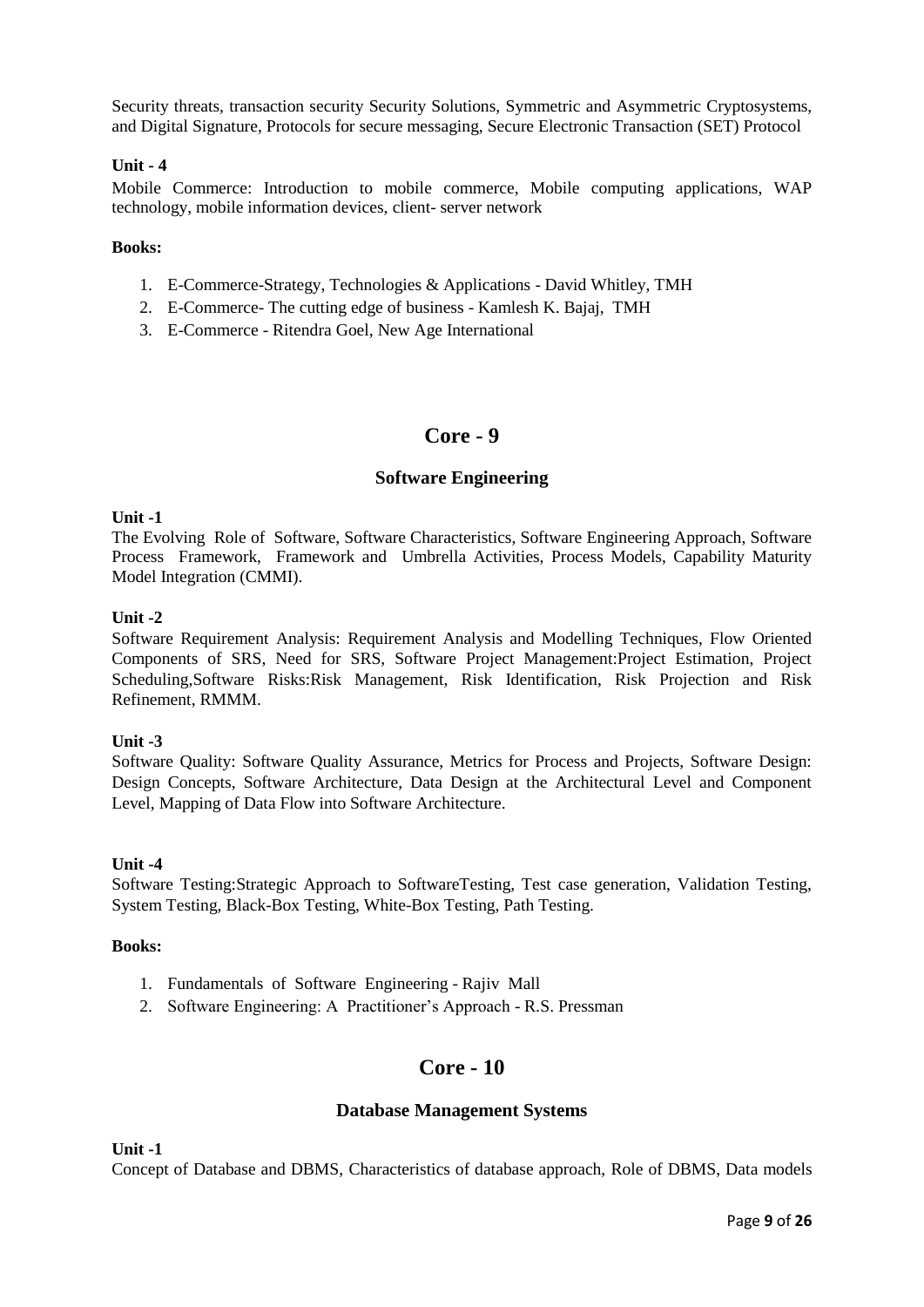Security threats, transaction security Security Solutions, Symmetric and Asymmetric Cryptosystems, and Digital Signature, Protocols for secure messaging, Secure Electronic Transaction (SET) Protocol

**Unit - 4**

Mobile Commerce: Introduction to mobile commerce, Mobile computing applications, WAP technology, mobile information devices, client- server network

**Books:**

1. E-Commerce-Strategy, Technologies & Applications - David Whitley, TMH
2. E-Commerce- The cutting edge of business - Kamlesh K. Bajaj, TMH
3. E-Commerce - Ritendra Goel, New Age International

# Core - 9

## Software Engineering

**Unit -1**

The Evolving Role of Software, Software Characteristics, Software Engineering Approach, Software Process Framework, Framework and Umbrella Activities, Process Models, Capability Maturity Model Integration (CMMI).

**Unit -2**

Software Requirement Analysis: Requirement Analysis and Modelling Techniques, Flow Oriented Components of SRS, Need for SRS, Software Project Management:Project Estimation, Project Scheduling,Software Risks:Risk Management, Risk Identification, Risk Projection and Risk Refinement, RMMM.

**Unit -3**

Software Quality: Software Quality Assurance, Metrics for Process and Projects, Software Design: Design Concepts, Software Architecture, Data Design at the Architectural Level and Component Level, Mapping of Data Flow into Software Architecture.

**Unit -4**

Software Testing:Strategic Approach to SoftwareTesting, Test case generation, Validation Testing, System Testing, Black-Box Testing, White-Box Testing, Path Testing.

**Books:**

1. Fundamentals of Software Engineering - Rajiv Mall
2. Software Engineering: A Practitioner's Approach - R.S. Pressman

# Core - 10

## Database Management Systems

**Unit -1**

Concept of Database and DBMS, Characteristics of database approach, Role of DBMS, Data models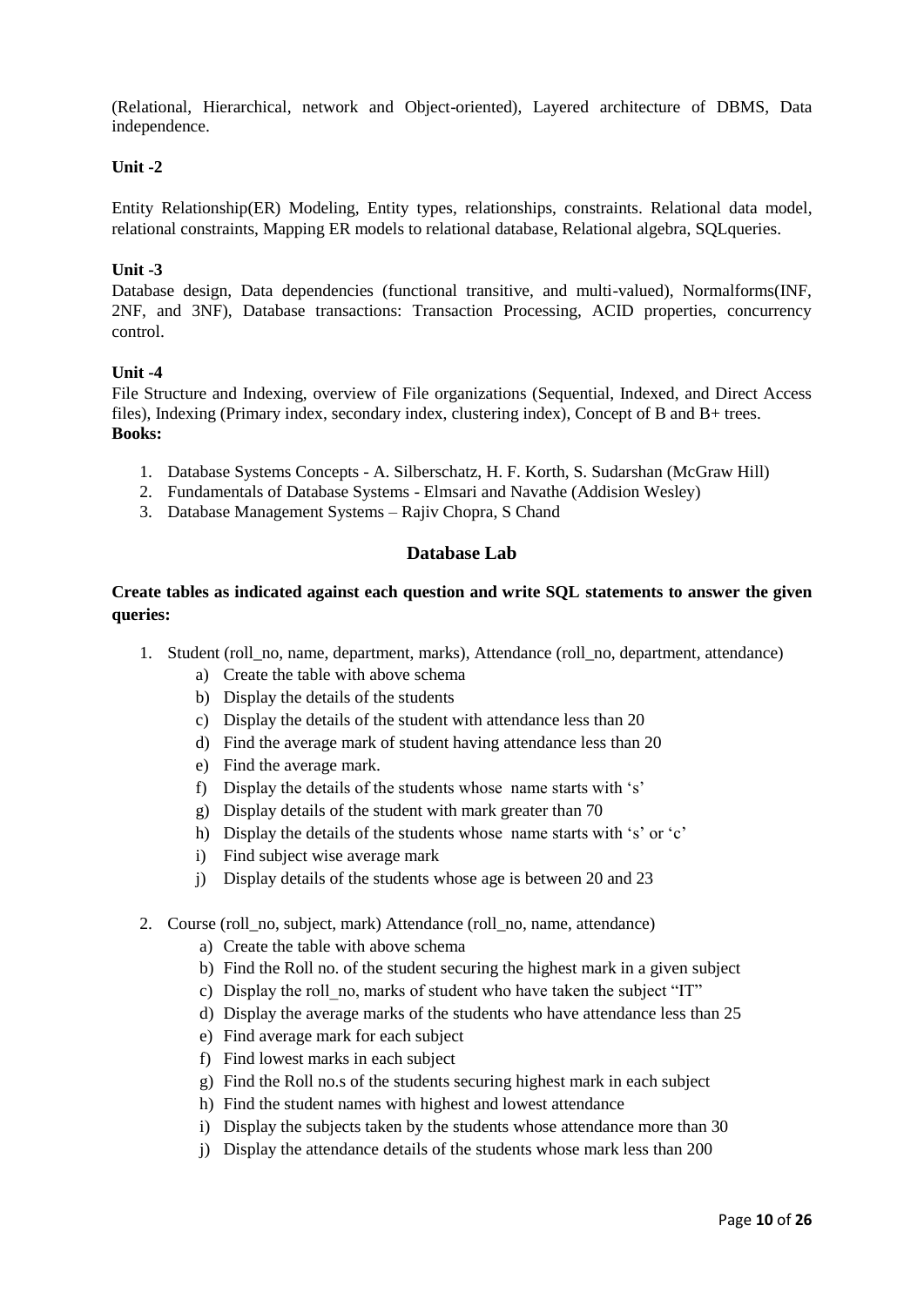(Relational, Hierarchical, network and Object-oriented), Layered architecture of DBMS, Data independence.

**Unit -2**

Entity Relationship(ER) Modeling, Entity types, relationships, constraints. Relational data model, relational constraints, Mapping ER models to relational database, Relational algebra, SQLqueries.

**Unit -3**

Database design, Data dependencies (functional transitive, and multi-valued), Normalforms(INF, 2NF, and 3NF), Database transactions: Transaction Processing, ACID properties, concurrency control.

**Unit -4**

File Structure and Indexing, overview of File organizations (Sequential, Indexed, and Direct Access files), Indexing (Primary index, secondary index, clustering index), Concept of B and B+ trees.

**Books:**

1. Database Systems Concepts - A. Silberschatz, H. F. Korth, S. Sudarshan (McGraw Hill)
2. Fundamentals of Database Systems - Elmsari and Navathe (Addision Wesley)
3. Database Management Systems – Rajiv Chopra, S Chand

## Database Lab

**Create tables as indicated against each question and write SQL statements to answer the given queries:**

1. Student (roll_no, name, department, marks), Attendance (roll_no, department, attendance)
   a) Create the table with above schema
   b) Display the details of the students
   c) Display the details of the student with attendance less than 20
   d) Find the average mark of student having attendance less than 20
   e) Find the average mark.
   f) Display the details of the students whose name starts with 's'
   g) Display details of the student with mark greater than 70
   h) Display the details of the students whose name starts with 's' or 'c'
   i) Find subject wise average mark
   j) Display details of the students whose age is between 20 and 23

2. Course (roll_no, subject, mark) Attendance (roll_no, name, attendance)
   a) Create the table with above schema
   b) Find the Roll no. of the student securing the highest mark in a given subject
   c) Display the roll_no, marks of student who have taken the subject "IT"
   d) Display the average marks of the students who have attendance less than 25
   e) Find average mark for each subject
   f) Find lowest marks in each subject
   g) Find the Roll no.s of the students securing highest mark in each subject
   h) Find the student names with highest and lowest attendance
   i) Display the subjects taken by the students whose attendance more than 30
   j) Display the attendance details of the students whose mark less than 200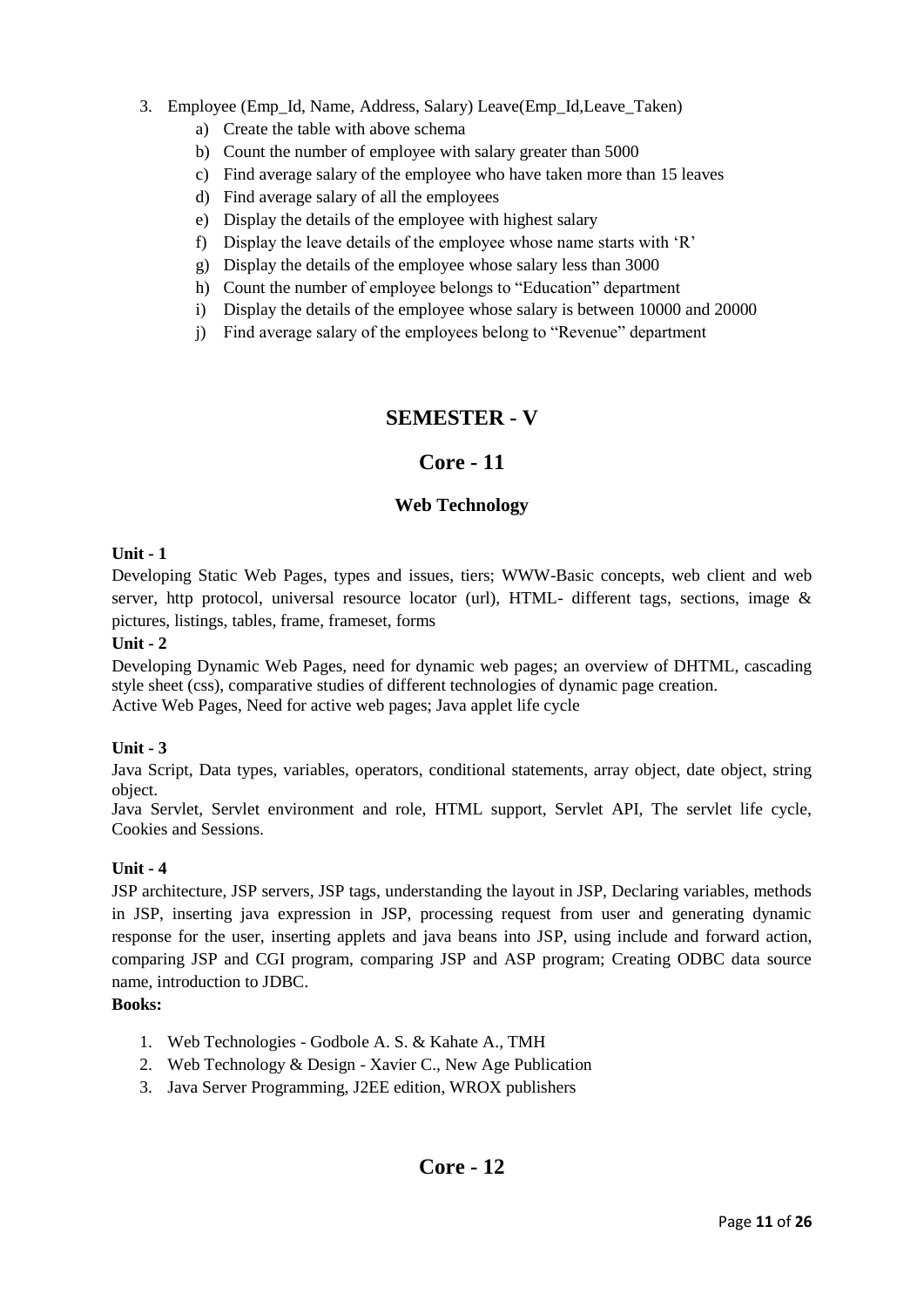3. Employee (Emp_Id, Name, Address, Salary) Leave(Emp_Id,Leave_Taken)
    a) Create the table with above schema
    b) Count the number of employee with salary greater than 5000
    c) Find average salary of the employee who have taken more than 15 leaves
    d) Find average salary of all the employees
    e) Display the details of the employee with highest salary
    f) Display the leave details of the employee whose name starts with 'R'
    g) Display the details of the employee whose salary less than 3000
    h) Count the number of employee belongs to "Education" department
    i) Display the details of the employee whose salary is between 10000 and 20000
    j) Find average salary of the employees belong to "Revenue" department

# SEMESTER - V

## Core - 11

### Web Technology

**Unit - 1**

Developing Static Web Pages, types and issues, tiers; WWW-Basic concepts, web client and web server, http protocol, universal resource locator (url), HTML- different tags, sections, image & pictures, listings, tables, frame, frameset, forms

**Unit - 2**

Developing Dynamic Web Pages, need for dynamic web pages; an overview of DHTML, cascading style sheet (css), comparative studies of different technologies of dynamic page creation.
Active Web Pages, Need for active web pages; Java applet life cycle

**Unit - 3**

Java Script, Data types, variables, operators, conditional statements, array object, date object, string object.
Java Servlet, Servlet environment and role, HTML support, Servlet API, The servlet life cycle, Cookies and Sessions.

**Unit - 4**

JSP architecture, JSP servers, JSP tags, understanding the layout in JSP, Declaring variables, methods in JSP, inserting java expression in JSP, processing request from user and generating dynamic response for the user, inserting applets and java beans into JSP, using include and forward action, comparing JSP and CGI program, comparing JSP and ASP program; Creating ODBC data source name, introduction to JDBC.

**Books:**

1. Web Technologies - Godbole A. S. & Kahate A., TMH
2. Web Technology & Design - Xavier C., New Age Publication
3. Java Server Programming, J2EE edition, WROX publishers

## Core - 12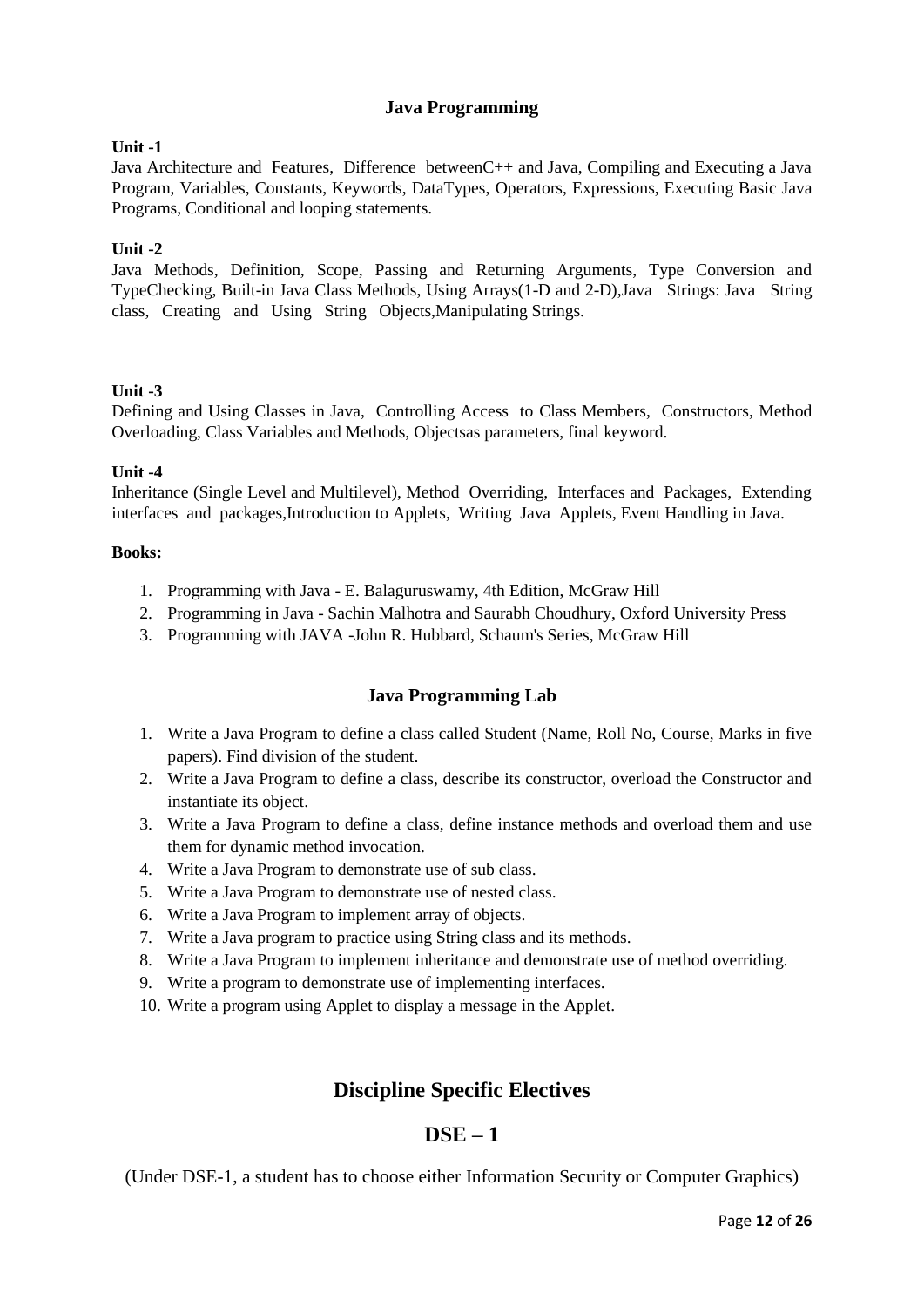## Java Programming

**Unit -1**

Java Architecture and Features, Difference betweenC++ and Java, Compiling and Executing a Java Program, Variables, Constants, Keywords, DataTypes, Operators, Expressions, Executing Basic Java Programs, Conditional and looping statements.

**Unit -2**

Java Methods, Definition, Scope, Passing and Returning Arguments, Type Conversion and TypeChecking, Built-in Java Class Methods, Using Arrays(1-D and 2-D),Java Strings: Java String class, Creating and Using String Objects,Manipulating Strings.

**Unit -3**

Defining and Using Classes in Java, Controlling Access to Class Members, Constructors, Method Overloading, Class Variables and Methods, Objectsas parameters, final keyword.

**Unit -4**

Inheritance (Single Level and Multilevel), Method Overriding, Interfaces and Packages, Extending interfaces and packages,Introduction to Applets, Writing Java Applets, Event Handling in Java.

**Books:**

1. Programming with Java - E. Balaguruswamy, 4th Edition, McGraw Hill
2. Programming in Java - Sachin Malhotra and Saurabh Choudhury, Oxford University Press
3. Programming with JAVA -John R. Hubbard, Schaum's Series, McGraw Hill

## Java Programming Lab

1. Write a Java Program to define a class called Student (Name, Roll No, Course, Marks in five papers). Find division of the student.
2. Write a Java Program to define a class, describe its constructor, overload the Constructor and instantiate its object.
3. Write a Java Program to define a class, define instance methods and overload them and use them for dynamic method invocation.
4. Write a Java Program to demonstrate use of sub class.
5. Write a Java Program to demonstrate use of nested class.
6. Write a Java Program to implement array of objects.
7. Write a Java program to practice using String class and its methods.
8. Write a Java Program to implement inheritance and demonstrate use of method overriding.
9. Write a program to demonstrate use of implementing interfaces.
10. Write a program using Applet to display a message in the Applet.

# Discipline Specific Electives

## DSE – 1

(Under DSE-1, a student has to choose either Information Security or Computer Graphics)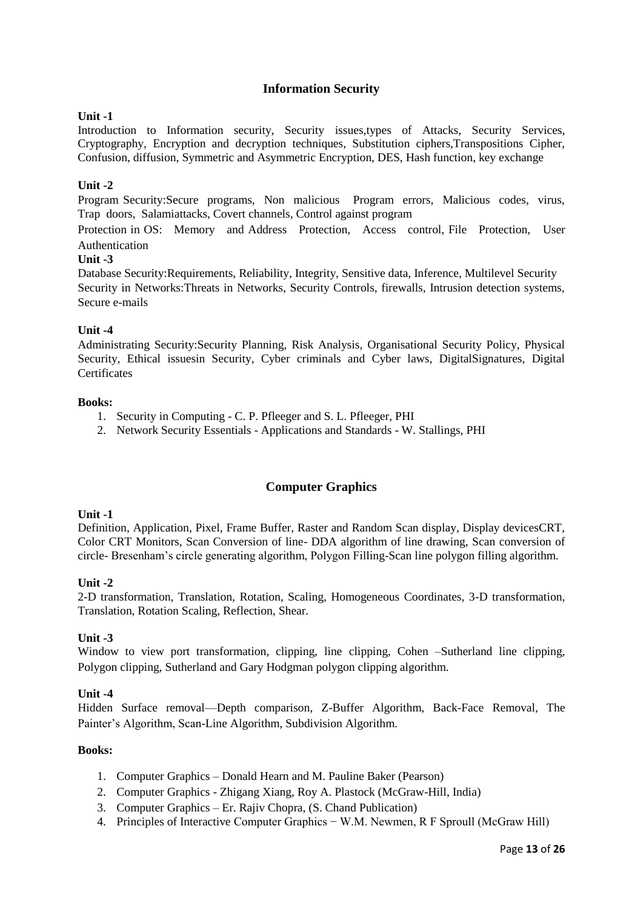## Information Security

**Unit -1**

Introduction to Information security, Security issues,types of Attacks, Security Services, Cryptography, Encryption and decryption techniques, Substitution ciphers,Transpositions Cipher, Confusion, diffusion, Symmetric and Asymmetric Encryption, DES, Hash function, key exchange

**Unit -2**

Program Security:Secure programs, Non malicious Program errors, Malicious codes, virus, Trap doors, Salamiattacks, Covert channels, Control against program

Protection in OS: Memory and Address Protection, Access control, File Protection, User Authentication

**Unit -3**

Database Security:Requirements, Reliability, Integrity, Sensitive data, Inference, Multilevel Security
Security in Networks:Threats in Networks, Security Controls, firewalls, Intrusion detection systems, Secure e-mails

**Unit -4**

Administrating Security:Security Planning, Risk Analysis, Organisational Security Policy, Physical Security, Ethical issuesin Security, Cyber criminals and Cyber laws, DigitalSignatures, Digital Certificates

**Books:**

1. Security in Computing - C. P. Pfleeger and S. L. Pfleeger, PHI
2. Network Security Essentials - Applications and Standards - W. Stallings, PHI

## Computer Graphics

**Unit -1**

Definition, Application, Pixel, Frame Buffer, Raster and Random Scan display, Display devicesCRT, Color CRT Monitors, Scan Conversion of line- DDA algorithm of line drawing, Scan conversion of circle- Bresenham's circle generating algorithm, Polygon Filling-Scan line polygon filling algorithm.

**Unit -2**

2-D transformation, Translation, Rotation, Scaling, Homogeneous Coordinates, 3-D transformation, Translation, Rotation Scaling, Reflection, Shear.

**Unit -3**

Window to view port transformation, clipping, line clipping, Cohen –Sutherland line clipping, Polygon clipping, Sutherland and Gary Hodgman polygon clipping algorithm.

**Unit -4**

Hidden Surface removal—Depth comparison, Z-Buffer Algorithm, Back-Face Removal, The Painter's Algorithm, Scan-Line Algorithm, Subdivision Algorithm.

**Books:**

1. Computer Graphics – Donald Hearn and M. Pauline Baker (Pearson)
2. Computer Graphics - Zhigang Xiang, Roy A. Plastock (McGraw-Hill, India)
3. Computer Graphics – Er. Rajiv Chopra, (S. Chand Publication)
4. Principles of Interactive Computer Graphics − W.M. Newmen, R F Sproull (McGraw Hill)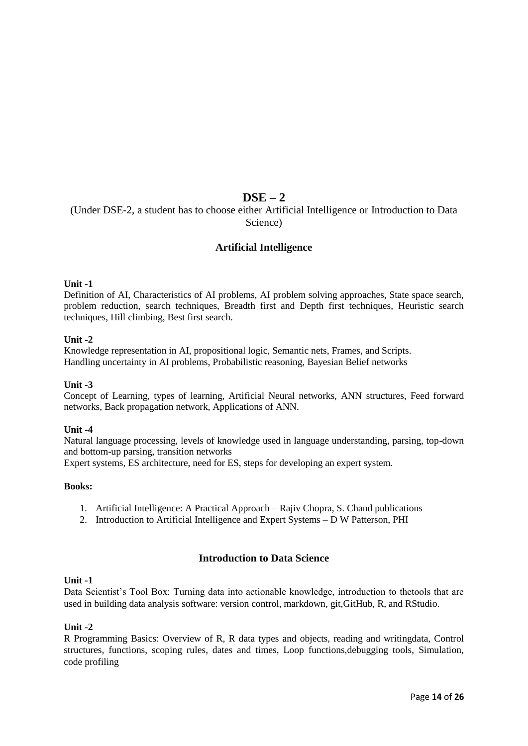# DSE – 2

(Under DSE-2, a student has to choose either Artificial Intelligence or Introduction to Data Science)

## Artificial Intelligence

**Unit -1**

Definition of AI, Characteristics of AI problems, AI problem solving approaches, State space search, problem reduction, search techniques, Breadth first and Depth first techniques, Heuristic search techniques, Hill climbing, Best first search.

**Unit -2**

Knowledge representation in AI, propositional logic, Semantic nets, Frames, and Scripts.
Handling uncertainty in AI problems, Probabilistic reasoning, Bayesian Belief networks

**Unit -3**

Concept of Learning, types of learning, Artificial Neural networks, ANN structures, Feed forward networks, Back propagation network, Applications of ANN.

**Unit -4**

Natural language processing, levels of knowledge used in language understanding, parsing, top-down and bottom-up parsing, transition networks
Expert systems, ES architecture, need for ES, steps for developing an expert system.

**Books:**

1. Artificial Intelligence: A Practical Approach – Rajiv Chopra, S. Chand publications
2. Introduction to Artificial Intelligence and Expert Systems – D W Patterson, PHI

## Introduction to Data Science

**Unit -1**

Data Scientist's Tool Box: Turning data into actionable knowledge, introduction to thetools that are used in building data analysis software: version control, markdown, git,GitHub, R, and RStudio.

**Unit -2**

R Programming Basics: Overview of R, R data types and objects, reading and writingdata, Control structures, functions, scoping rules, dates and times, Loop functions,debugging tools, Simulation, code profiling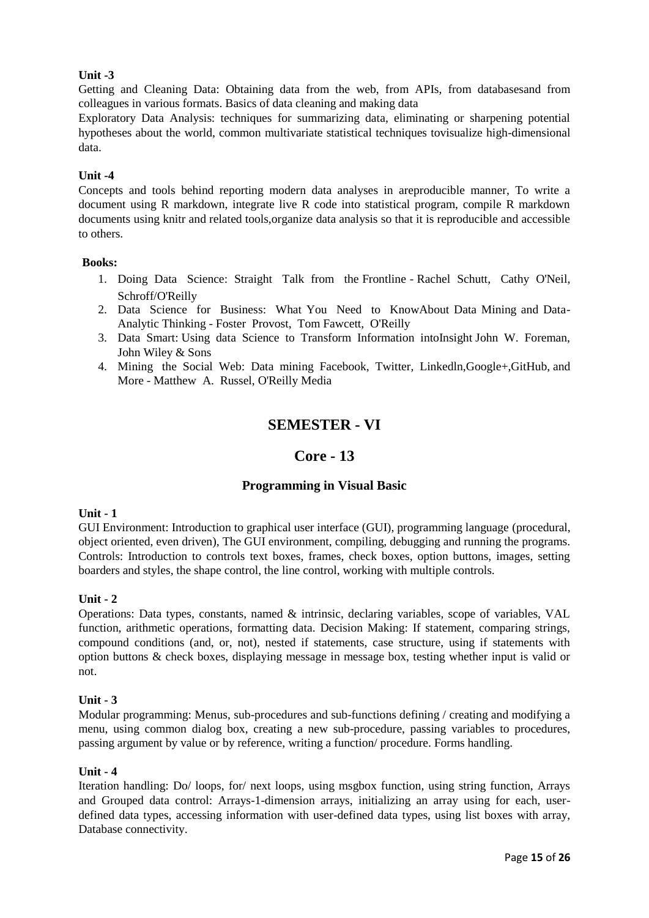**Unit -3**

Getting and Cleaning Data: Obtaining data from the web, from APIs, from databasesand from colleagues in various formats. Basics of data cleaning and making data

Exploratory Data Analysis: techniques for summarizing data, eliminating or sharpening potential hypotheses about the world, common multivariate statistical techniques tovisualize high-dimensional data.

**Unit -4**

Concepts and tools behind reporting modern data analyses in areproducible manner, To write a document using R markdown, integrate live R code into statistical program, compile R markdown documents using knitr and related tools,organize data analysis so that it is reproducible and accessible to others.

**Books:**

1. Doing Data Science: Straight Talk from the Frontline - Rachel Schutt, Cathy O'Neil, Schroff/O'Reilly
2. Data Science for Business: What You Need to KnowAbout Data Mining and Data-Analytic Thinking - Foster Provost, Tom Fawcett, O'Reilly
3. Data Smart: Using data Science to Transform Information intoInsight John W. Foreman, John Wiley & Sons
4. Mining the Social Web: Data mining Facebook, Twitter, Linkedln,Google+,GitHub, and More - Matthew A. Russel, O'Reilly Media

## SEMESTER - VI

## Core - 13

### Programming in Visual Basic

**Unit - 1**

GUI Environment: Introduction to graphical user interface (GUI), programming language (procedural, object oriented, even driven), The GUI environment, compiling, debugging and running the programs. Controls: Introduction to controls text boxes, frames, check boxes, option buttons, images, setting boarders and styles, the shape control, the line control, working with multiple controls.

**Unit - 2**

Operations: Data types, constants, named & intrinsic, declaring variables, scope of variables, VAL function, arithmetic operations, formatting data. Decision Making: If statement, comparing strings, compound conditions (and, or, not), nested if statements, case structure, using if statements with option buttons & check boxes, displaying message in message box, testing whether input is valid or not.

**Unit - 3**

Modular programming: Menus, sub-procedures and sub-functions defining / creating and modifying a menu, using common dialog box, creating a new sub-procedure, passing variables to procedures, passing argument by value or by reference, writing a function/ procedure. Forms handling.

**Unit - 4**

Iteration handling: Do/ loops, for/ next loops, using msgbox function, using string function, Arrays and Grouped data control: Arrays-1-dimension arrays, initializing an array using for each, user-defined data types, accessing information with user-defined data types, using list boxes with array, Database connectivity.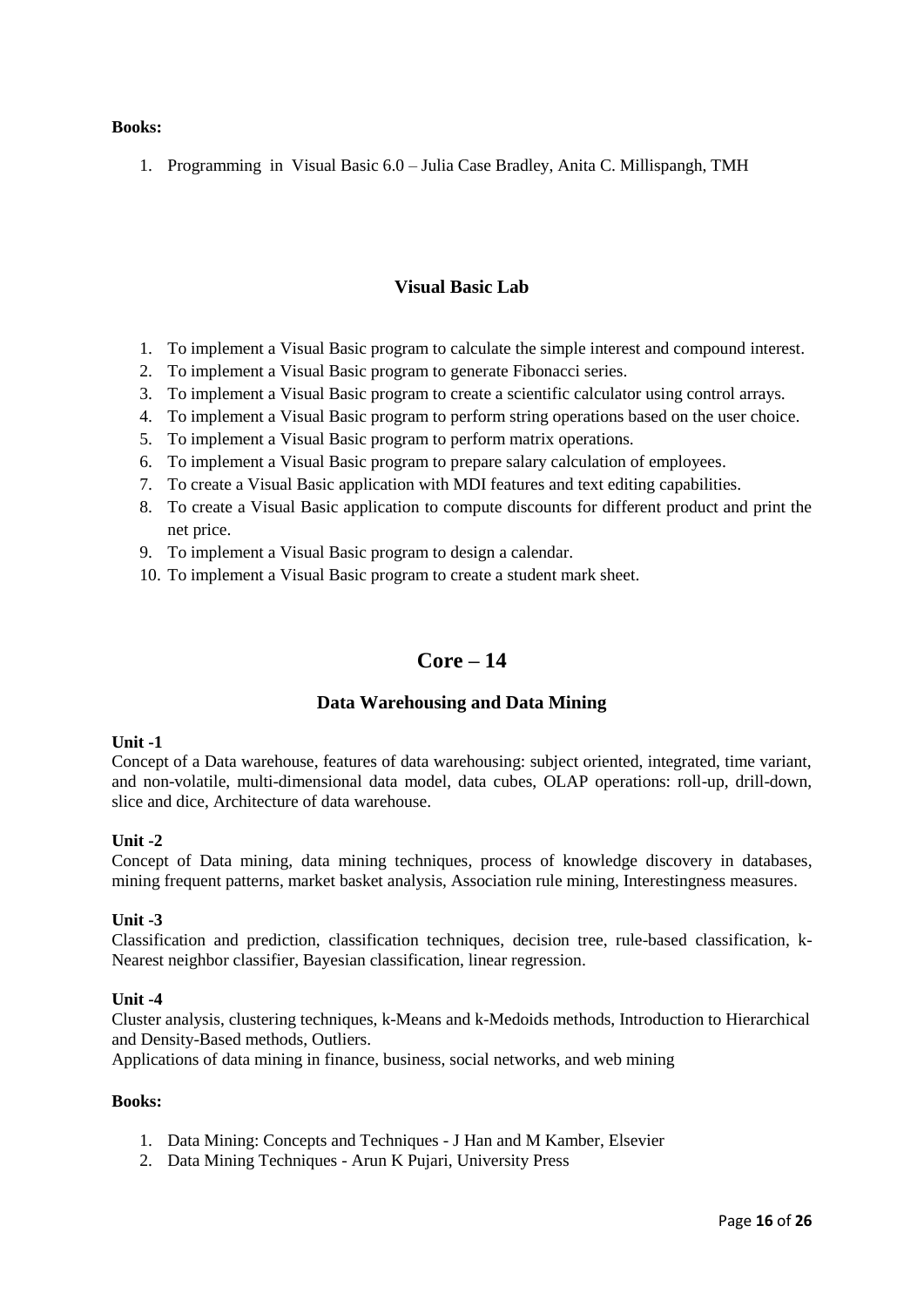**Books:**

1. Programming in Visual Basic 6.0 – Julia Case Bradley, Anita C. Millispangh, TMH

### Visual Basic Lab

1. To implement a Visual Basic program to calculate the simple interest and compound interest.
2. To implement a Visual Basic program to generate Fibonacci series.
3. To implement a Visual Basic program to create a scientific calculator using control arrays.
4. To implement a Visual Basic program to perform string operations based on the user choice.
5. To implement a Visual Basic program to perform matrix operations.
6. To implement a Visual Basic program to prepare salary calculation of employees.
7. To create a Visual Basic application with MDI features and text editing capabilities.
8. To create a Visual Basic application to compute discounts for different product and print the net price.
9. To implement a Visual Basic program to design a calendar.
10. To implement a Visual Basic program to create a student mark sheet.

## Core – 14

### Data Warehousing and Data Mining

**Unit -1**

Concept of a Data warehouse, features of data warehousing: subject oriented, integrated, time variant, and non-volatile, multi-dimensional data model, data cubes, OLAP operations: roll-up, drill-down, slice and dice, Architecture of data warehouse.

**Unit -2**

Concept of Data mining, data mining techniques, process of knowledge discovery in databases, mining frequent patterns, market basket analysis, Association rule mining, Interestingness measures.

**Unit -3**

Classification and prediction, classification techniques, decision tree, rule-based classification, k-Nearest neighbor classifier, Bayesian classification, linear regression.

**Unit -4**

Cluster analysis, clustering techniques, k-Means and k-Medoids methods, Introduction to Hierarchical and Density-Based methods, Outliers.

Applications of data mining in finance, business, social networks, and web mining

**Books:**

1. Data Mining: Concepts and Techniques - J Han and M Kamber, Elsevier
2. Data Mining Techniques - Arun K Pujari, University Press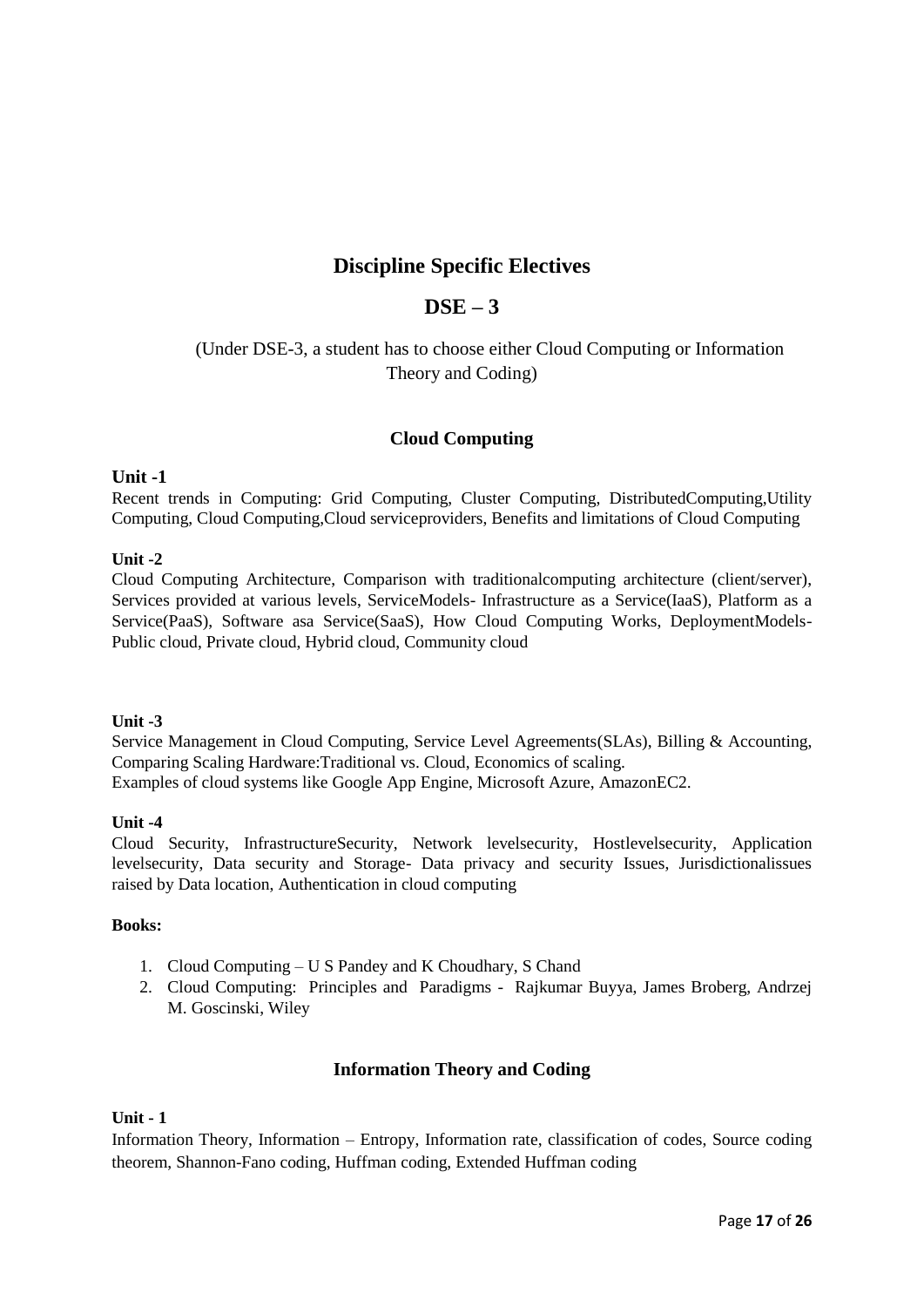# Discipline Specific Electives

## DSE – 3

(Under DSE-3, a student has to choose either Cloud Computing or Information Theory and Coding)

### Cloud Computing

**Unit -1**

Recent trends in Computing: Grid Computing, Cluster Computing, DistributedComputing,Utility Computing, Cloud Computing,Cloud serviceproviders, Benefits and limitations of Cloud Computing

**Unit -2**

Cloud Computing Architecture, Comparison with traditionalcomputing architecture (client/server), Services provided at various levels, ServiceModels- Infrastructure as a Service(IaaS), Platform as a Service(PaaS), Software asa Service(SaaS), How Cloud Computing Works, DeploymentModels- Public cloud, Private cloud, Hybrid cloud, Community cloud

**Unit -3**

Service Management in Cloud Computing, Service Level Agreements(SLAs), Billing & Accounting, Comparing Scaling Hardware:Traditional vs. Cloud, Economics of scaling.
Examples of cloud systems like Google App Engine, Microsoft Azure, AmazonEC2.

**Unit -4**

Cloud Security, InfrastructureSecurity, Network levelsecurity, Hostlevelsecurity, Application levelsecurity, Data security and Storage- Data privacy and security Issues, Jurisdictionalissues raised by Data location, Authentication in cloud computing

**Books:**

1. Cloud Computing – U S Pandey and K Choudhary, S Chand
2. Cloud Computing: Principles and Paradigms - Rajkumar Buyya, James Broberg, Andrzej M. Goscinski, Wiley

### Information Theory and Coding

**Unit - 1**

Information Theory, Information – Entropy, Information rate, classification of codes, Source coding theorem, Shannon-Fano coding, Huffman coding, Extended Huffman coding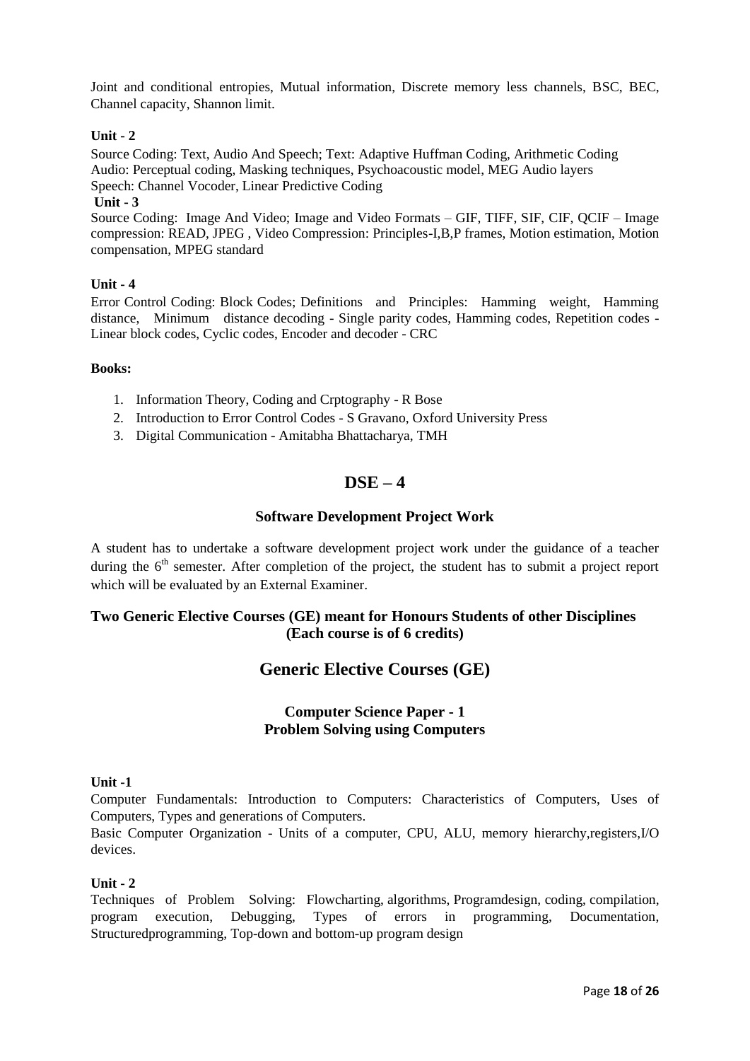Joint and conditional entropies, Mutual information, Discrete memory less channels, BSC, BEC, Channel capacity, Shannon limit.

**Unit - 2**

Source Coding: Text, Audio And Speech; Text: Adaptive Huffman Coding, Arithmetic Coding
Audio: Perceptual coding, Masking techniques, Psychoacoustic model, MEG Audio layers
Speech: Channel Vocoder, Linear Predictive Coding

**Unit - 3**

Source Coding: Image And Video; Image and Video Formats – GIF, TIFF, SIF, CIF, QCIF – Image compression: READ, JPEG , Video Compression: Principles-I,B,P frames, Motion estimation, Motion compensation, MPEG standard

**Unit - 4**

Error Control Coding: Block Codes; Definitions and Principles: Hamming weight, Hamming distance, Minimum distance decoding - Single parity codes, Hamming codes, Repetition codes - Linear block codes, Cyclic codes, Encoder and decoder - CRC

**Books:**

1. Information Theory, Coding and Crptography - R Bose
2. Introduction to Error Control Codes - S Gravano, Oxford University Press
3. Digital Communication - Amitabha Bhattacharya, TMH

# DSE – 4

### Software Development Project Work

A student has to undertake a software development project work under the guidance of a teacher during the $6^{th}$ semester. After completion of the project, the student has to submit a project report which will be evaluated by an External Examiner.

### Two Generic Elective Courses (GE) meant for Honours Students of other Disciplines (Each course is of 6 credits)

## Generic Elective Courses (GE)

### Computer Science Paper - 1
### Problem Solving using Computers

**Unit -1**

Computer Fundamentals: Introduction to Computers: Characteristics of Computers, Uses of Computers, Types and generations of Computers.

Basic Computer Organization - Units of a computer, CPU, ALU, memory hierarchy,registers,I/O devices.

**Unit - 2**

Techniques of Problem Solving: Flowcharting, algorithms, Programdesign, coding, compilation, program execution, Debugging, Types of errors in programming, Documentation, Structuredprogramming, Top-down and bottom-up program design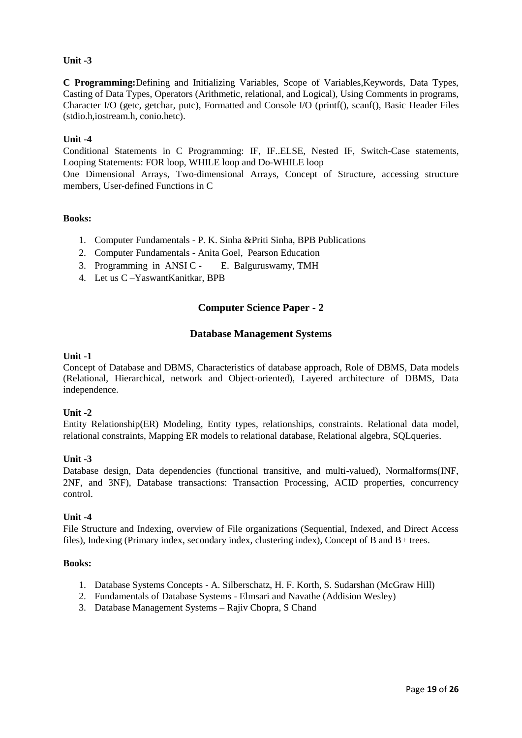**Unit -3**

**C Programming:**Defining and Initializing Variables, Scope of Variables,Keywords, Data Types, Casting of Data Types, Operators (Arithmetic, relational, and Logical), Using Comments in programs, Character I/O (getc, getchar, putc), Formatted and Console I/O (printf(), scanf(), Basic Header Files (stdio.h,iostream.h, conio.hetc).

**Unit -4**

Conditional Statements in C Programming: IF, IF..ELSE, Nested IF, Switch-Case statements, Looping Statements: FOR loop, WHILE loop and Do-WHILE loop

One Dimensional Arrays, Two-dimensional Arrays, Concept of Structure, accessing structure members, User-defined Functions in C

**Books:**

1. Computer Fundamentals - P. K. Sinha &Priti Sinha, BPB Publications
2. Computer Fundamentals - Anita Goel, Pearson Education
3. Programming in ANSI C - E. Balguruswamy, TMH
4. Let us C –YaswantKanitkar, BPB

## Computer Science Paper - 2

## Database Management Systems

**Unit -1**

Concept of Database and DBMS, Characteristics of database approach, Role of DBMS, Data models (Relational, Hierarchical, network and Object-oriented), Layered architecture of DBMS, Data independence.

**Unit -2**

Entity Relationship(ER) Modeling, Entity types, relationships, constraints. Relational data model, relational constraints, Mapping ER models to relational database, Relational algebra, SQLqueries.

**Unit -3**

Database design, Data dependencies (functional transitive, and multi-valued), Normalforms(INF, 2NF, and 3NF), Database transactions: Transaction Processing, ACID properties, concurrency control.

**Unit -4**

File Structure and Indexing, overview of File organizations (Sequential, Indexed, and Direct Access files), Indexing (Primary index, secondary index, clustering index), Concept of B and B+ trees.

**Books:**

1. Database Systems Concepts - A. Silberschatz, H. F. Korth, S. Sudarshan (McGraw Hill)
2. Fundamentals of Database Systems - Elmsari and Navathe (Addision Wesley)
3. Database Management Systems – Rajiv Chopra, S Chand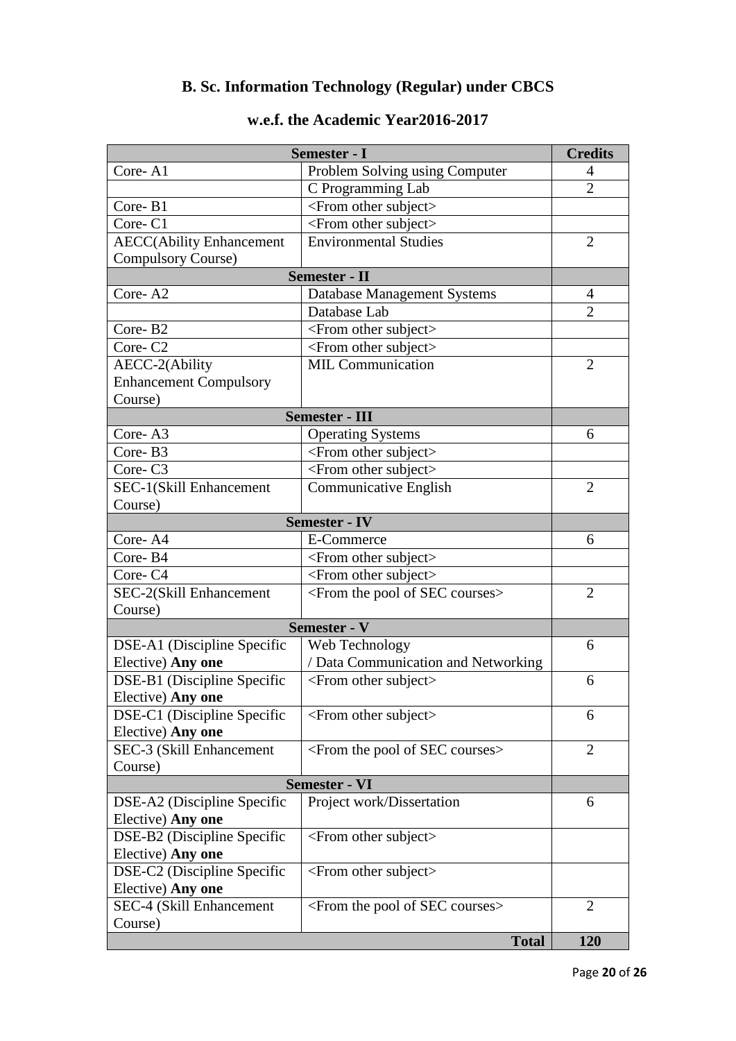# B. Sc. Information Technology (Regular) under CBCS

## w.e.f. the Academic Year2016-2017

| Semester - I | | Credits |
|---|---|---|
| Core- A1 | Problem Solving using Computer | 4 |
| | C Programming Lab | 2 |
| Core- B1 | <From other subject> | |
| Core- C1 | <From other subject> | |
| AECC(Ability Enhancement Compulsory Course) | Environmental Studies | 2 |
| **Semester - II** | | |
| Core- A2 | Database Management Systems | 4 |
| | Database Lab | 2 |
| Core- B2 | <From other subject> | |
| Core- C2 | <From other subject> | |
| AECC-2(Ability Enhancement Compulsory Course) | MIL Communication | 2 |
| **Semester - III** | | |
| Core- A3 | Operating Systems | 6 |
| Core- B3 | <From other subject> | |
| Core- C3 | <From other subject> | |
| SEC-1(Skill Enhancement Course) | Communicative English | 2 |
| **Semester - IV** | | |
| Core- A4 | E-Commerce | 6 |
| Core- B4 | <From other subject> | |
| Core- C4 | <From other subject> | |
| SEC-2(Skill Enhancement Course) | <From the pool of SEC courses> | 2 |
| **Semester - V** | | |
| DSE-A1 (Discipline Specific Elective) **Any one** | Web Technology / Data Communication and Networking | 6 |
| DSE-B1 (Discipline Specific Elective) **Any one** | <From other subject> | 6 |
| DSE-C1 (Discipline Specific Elective) **Any one** | <From other subject> | 6 |
| SEC-3 (Skill Enhancement Course) | <From the pool of SEC courses> | 2 |
| **Semester - VI** | | |
| DSE-A2 (Discipline Specific Elective) **Any one** | Project work/Dissertation | 6 |
| DSE-B2 (Discipline Specific Elective) **Any one** | <From other subject> | |
| DSE-C2 (Discipline Specific Elective) **Any one** | <From other subject> | |
| SEC-4 (Skill Enhancement Course) | <From the pool of SEC courses> | 2 |
| | **Total** | **120** |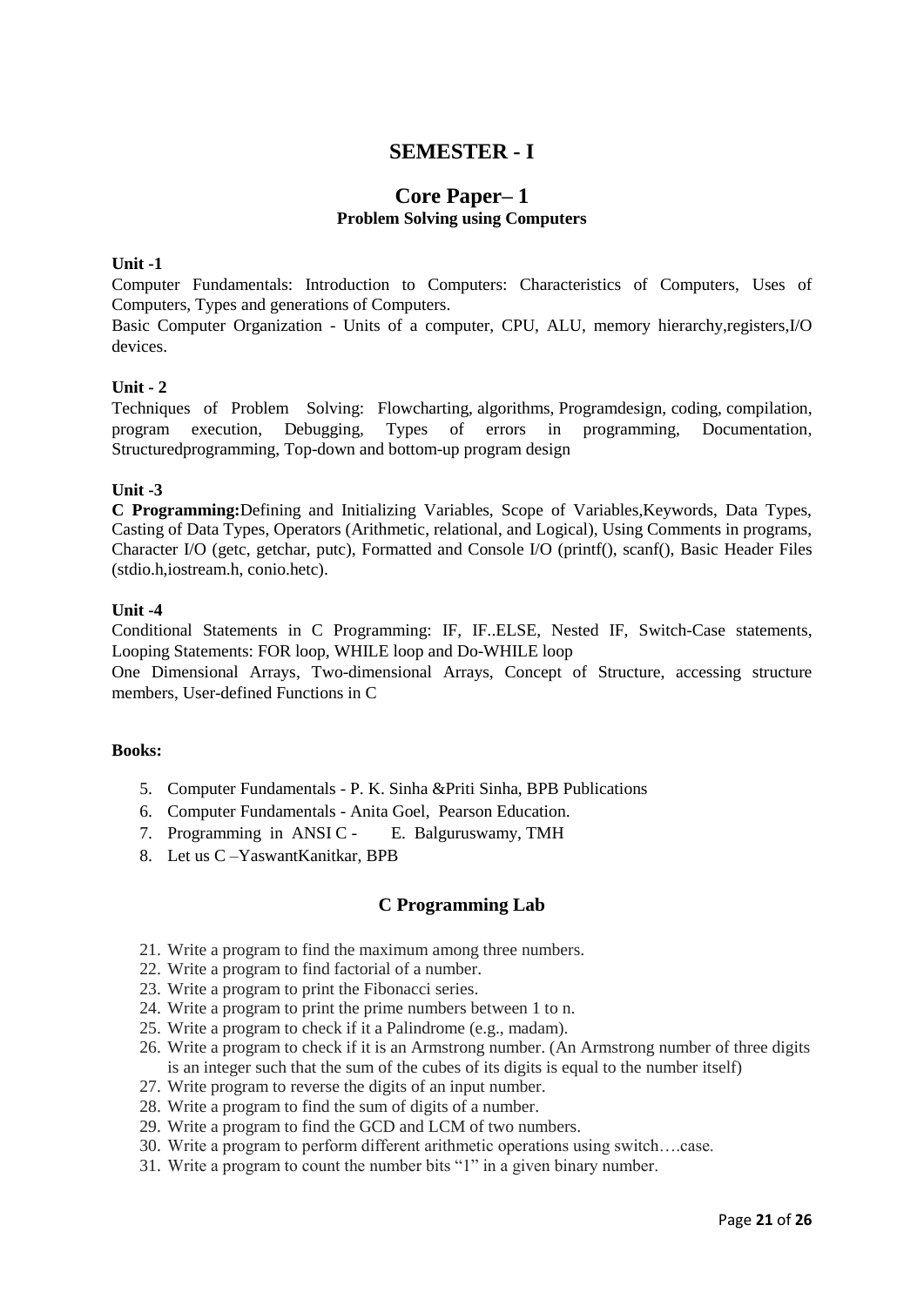# SEMESTER - I

## Core Paper– 1

### Problem Solving using Computers

**Unit -1**

Computer Fundamentals: Introduction to Computers: Characteristics of Computers, Uses of Computers, Types and generations of Computers.

Basic Computer Organization - Units of a computer, CPU, ALU, memory hierarchy,registers,I/O devices.

**Unit - 2**

Techniques of Problem Solving: Flowcharting, algorithms, Programdesign, coding, compilation, program execution, Debugging, Types of errors in programming, Documentation, Structuredprogramming, Top-down and bottom-up program design

**Unit -3**

**C Programming:**Defining and Initializing Variables, Scope of Variables,Keywords, Data Types, Casting of Data Types, Operators (Arithmetic, relational, and Logical), Using Comments in programs, Character I/O (getc, getchar, putc), Formatted and Console I/O (printf(), scanf(), Basic Header Files (stdio.h,iostream.h, conio.hetc).

**Unit -4**

Conditional Statements in C Programming: IF, IF..ELSE, Nested IF, Switch-Case statements, Looping Statements: FOR loop, WHILE loop and Do-WHILE loop

One Dimensional Arrays, Two-dimensional Arrays, Concept of Structure, accessing structure members, User-defined Functions in C

**Books:**

5. Computer Fundamentals - P. K. Sinha &Priti Sinha, BPB Publications
6. Computer Fundamentals - Anita Goel, Pearson Education.
7. Programming in ANSI C - E. Balguruswamy, TMH
8. Let us C –YaswantKanitkar, BPB

### C Programming Lab

21. Write a program to find the maximum among three numbers.
22. Write a program to find factorial of a number.
23. Write a program to print the Fibonacci series.
24. Write a program to print the prime numbers between 1 to n.
25. Write a program to check if it a Palindrome (e.g., madam).
26. Write a program to check if it is an Armstrong number. (An Armstrong number of three digits is an integer such that the sum of the cubes of its digits is equal to the number itself)
27. Write program to reverse the digits of an input number.
28. Write a program to find the sum of digits of a number.
29. Write a program to find the GCD and LCM of two numbers.
30. Write a program to perform different arithmetic operations using switch….case.
31. Write a program to count the number bits "1" in a given binary number.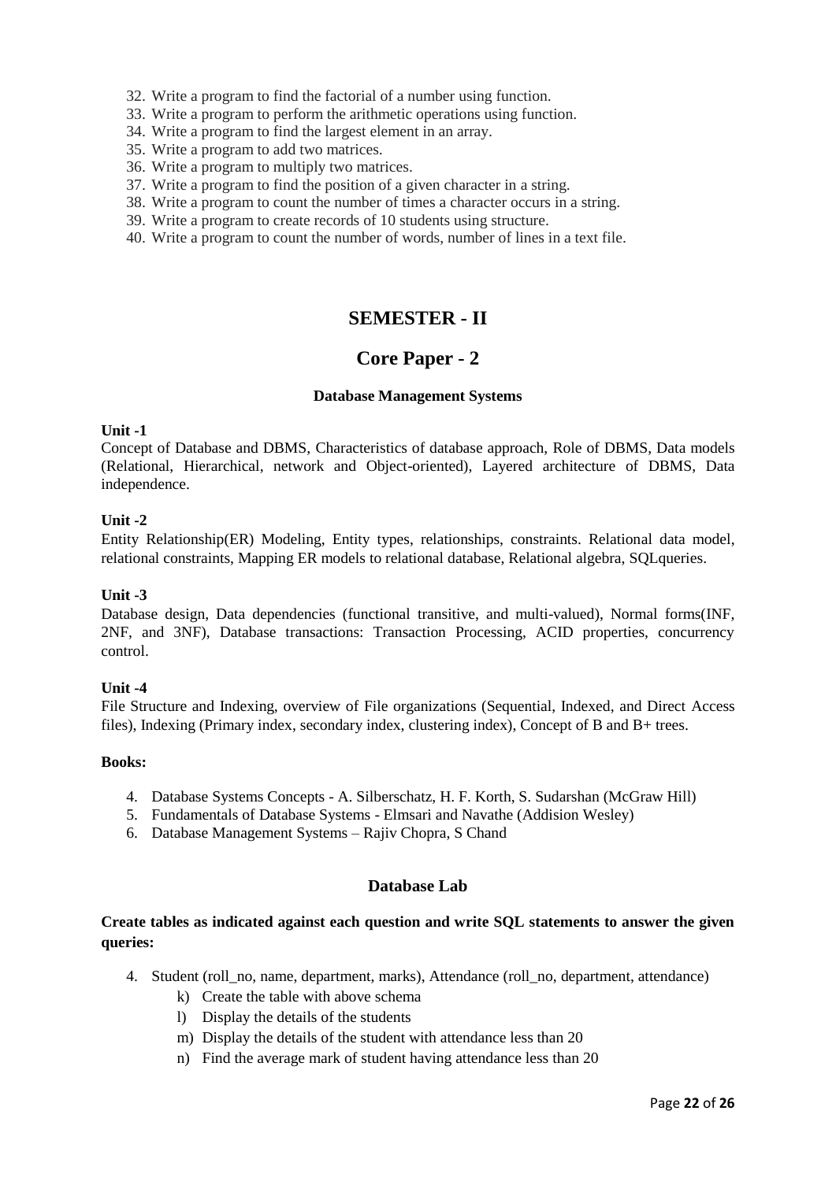32. Write a program to find the factorial of a number using function.
33. Write a program to perform the arithmetic operations using function.
34. Write a program to find the largest element in an array.
35. Write a program to add two matrices.
36. Write a program to multiply two matrices.
37. Write a program to find the position of a given character in a string.
38. Write a program to count the number of times a character occurs in a string.
39. Write a program to create records of 10 students using structure.
40. Write a program to count the number of words, number of lines in a text file.

# SEMESTER - II

## Core Paper - 2

### Database Management Systems

**Unit -1**

Concept of Database and DBMS, Characteristics of database approach, Role of DBMS, Data models (Relational, Hierarchical, network and Object-oriented), Layered architecture of DBMS, Data independence.

**Unit -2**

Entity Relationship(ER) Modeling, Entity types, relationships, constraints. Relational data model, relational constraints, Mapping ER models to relational database, Relational algebra, SQLqueries.

**Unit -3**

Database design, Data dependencies (functional transitive, and multi-valued), Normal forms(INF, 2NF, and 3NF), Database transactions: Transaction Processing, ACID properties, concurrency control.

**Unit -4**

File Structure and Indexing, overview of File organizations (Sequential, Indexed, and Direct Access files), Indexing (Primary index, secondary index, clustering index), Concept of B and B+ trees.

**Books:**

4. Database Systems Concepts - A. Silberschatz, H. F. Korth, S. Sudarshan (McGraw Hill)
5. Fundamentals of Database Systems - Elmsari and Navathe (Addision Wesley)
6. Database Management Systems – Rajiv Chopra, S Chand

### Database Lab

**Create tables as indicated against each question and write SQL statements to answer the given queries:**

4. Student (roll_no, name, department, marks), Attendance (roll_no, department, attendance)
   - k) Create the table with above schema
   - l) Display the details of the students
   - m) Display the details of the student with attendance less than 20
   - n) Find the average mark of student having attendance less than 20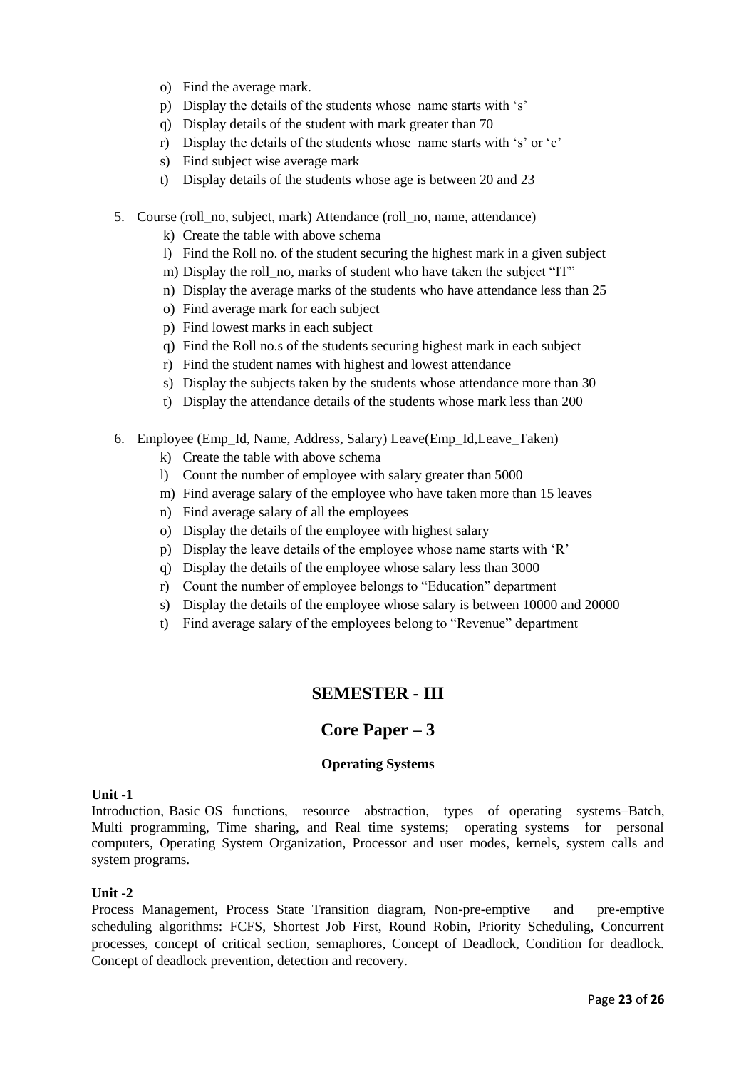o) Find the average mark.
p) Display the details of the students whose name starts with ‘s’
q) Display details of the student with mark greater than 70
r) Display the details of the students whose name starts with ‘s’ or ‘c’
s) Find subject wise average mark
t) Display details of the students whose age is between 20 and 23

5. Course (roll_no, subject, mark) Attendance (roll_no, name, attendance)
   k) Create the table with above schema
   l) Find the Roll no. of the student securing the highest mark in a given subject
   m) Display the roll_no, marks of student who have taken the subject “IT”
   n) Display the average marks of the students who have attendance less than 25
   o) Find average mark for each subject
   p) Find lowest marks in each subject
   q) Find the Roll no.s of the students securing highest mark in each subject
   r) Find the student names with highest and lowest attendance
   s) Display the subjects taken by the students whose attendance more than 30
   t) Display the attendance details of the students whose mark less than 200

6. Employee (Emp_Id, Name, Address, Salary) Leave(Emp_Id,Leave_Taken)
   k) Create the table with above schema
   l) Count the number of employee with salary greater than 5000
   m) Find average salary of the employee who have taken more than 15 leaves
   n) Find average salary of all the employees
   o) Display the details of the employee with highest salary
   p) Display the leave details of the employee whose name starts with ‘R’
   q) Display the details of the employee whose salary less than 3000
   r) Count the number of employee belongs to “Education” department
   s) Display the details of the employee whose salary is between 10000 and 20000
   t) Find average salary of the employees belong to “Revenue” department

## SEMESTER - III

## Core Paper – 3

### Operating Systems

**Unit -1**

Introduction, Basic OS functions, resource abstraction, types of operating systems–Batch, Multi programming, Time sharing, and Real time systems; operating systems for personal computers, Operating System Organization, Processor and user modes, kernels, system calls and system programs.

**Unit -2**

Process Management, Process State Transition diagram, Non-pre-emptive and pre-emptive scheduling algorithms: FCFS, Shortest Job First, Round Robin, Priority Scheduling, Concurrent processes, concept of critical section, semaphores, Concept of Deadlock, Condition for deadlock. Concept of deadlock prevention, detection and recovery.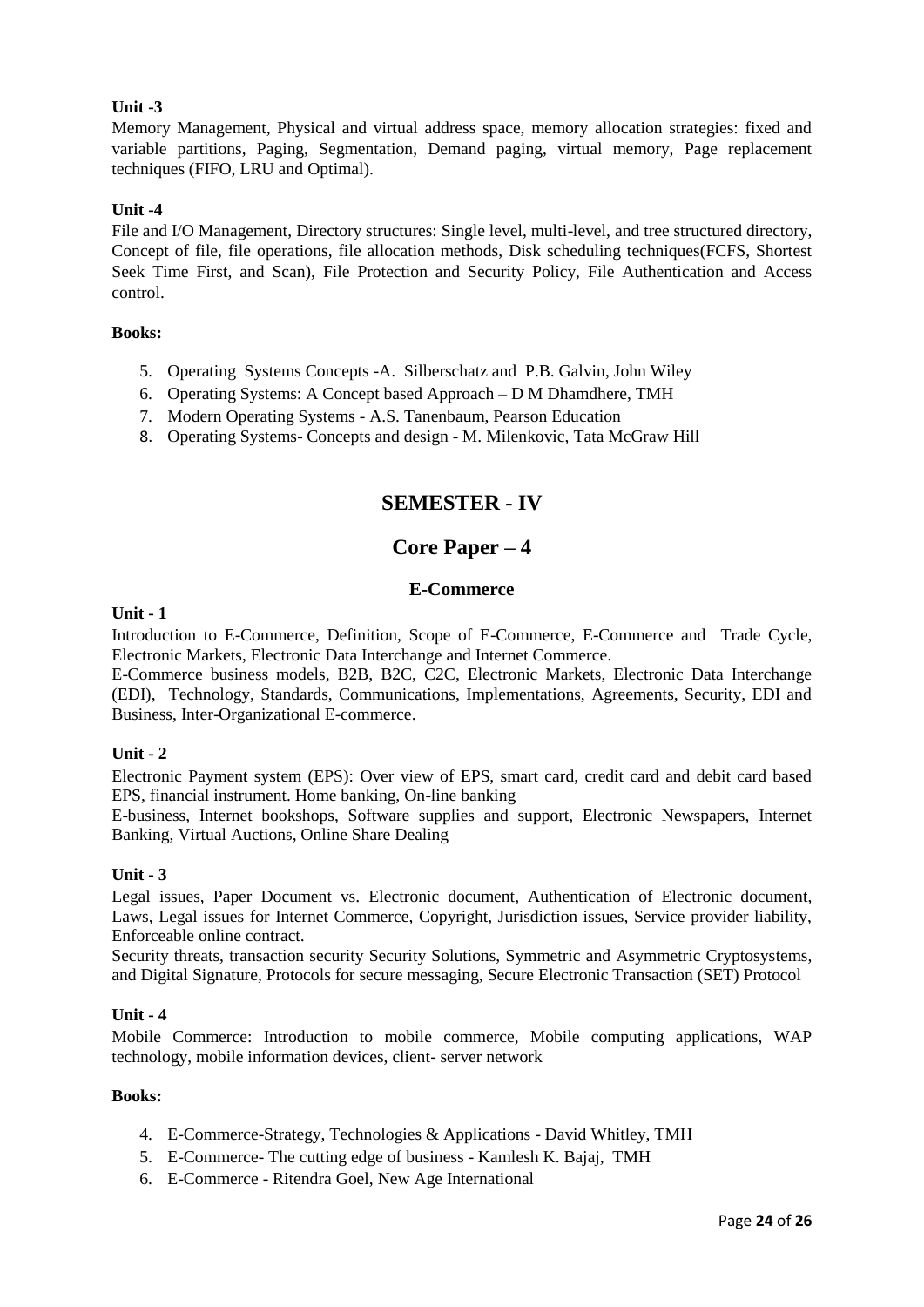**Unit -3**

Memory Management, Physical and virtual address space, memory allocation strategies: fixed and variable partitions, Paging, Segmentation, Demand paging, virtual memory, Page replacement techniques (FIFO, LRU and Optimal).

**Unit -4**

File and I/O Management, Directory structures: Single level, multi-level, and tree structured directory, Concept of file, file operations, file allocation methods, Disk scheduling techniques(FCFS, Shortest Seek Time First, and Scan), File Protection and Security Policy, File Authentication and Access control.

**Books:**

5. Operating Systems Concepts -A. Silberschatz and P.B. Galvin, John Wiley
6. Operating Systems: A Concept based Approach – D M Dhamdhere, TMH
7. Modern Operating Systems - A.S. Tanenbaum, Pearson Education
8. Operating Systems- Concepts and design - M. Milenkovic, Tata McGraw Hill

## SEMESTER - IV

## Core Paper – 4

### E-Commerce

**Unit - 1**

Introduction to E-Commerce, Definition, Scope of E-Commerce, E-Commerce and Trade Cycle, Electronic Markets, Electronic Data Interchange and Internet Commerce.

E-Commerce business models, B2B, B2C, C2C, Electronic Markets, Electronic Data Interchange (EDI), Technology, Standards, Communications, Implementations, Agreements, Security, EDI and Business, Inter-Organizational E-commerce.

**Unit - 2**

Electronic Payment system (EPS): Over view of EPS, smart card, credit card and debit card based EPS, financial instrument. Home banking, On-line banking

E-business, Internet bookshops, Software supplies and support, Electronic Newspapers, Internet Banking, Virtual Auctions, Online Share Dealing

**Unit - 3**

Legal issues, Paper Document vs. Electronic document, Authentication of Electronic document, Laws, Legal issues for Internet Commerce, Copyright, Jurisdiction issues, Service provider liability, Enforceable online contract.

Security threats, transaction security Security Solutions, Symmetric and Asymmetric Cryptosystems, and Digital Signature, Protocols for secure messaging, Secure Electronic Transaction (SET) Protocol

**Unit - 4**

Mobile Commerce: Introduction to mobile commerce, Mobile computing applications, WAP technology, mobile information devices, client- server network

**Books:**

4. E-Commerce-Strategy, Technologies & Applications - David Whitley, TMH
5. E-Commerce- The cutting edge of business - Kamlesh K. Bajaj, TMH
6. E-Commerce - Ritendra Goel, New Age International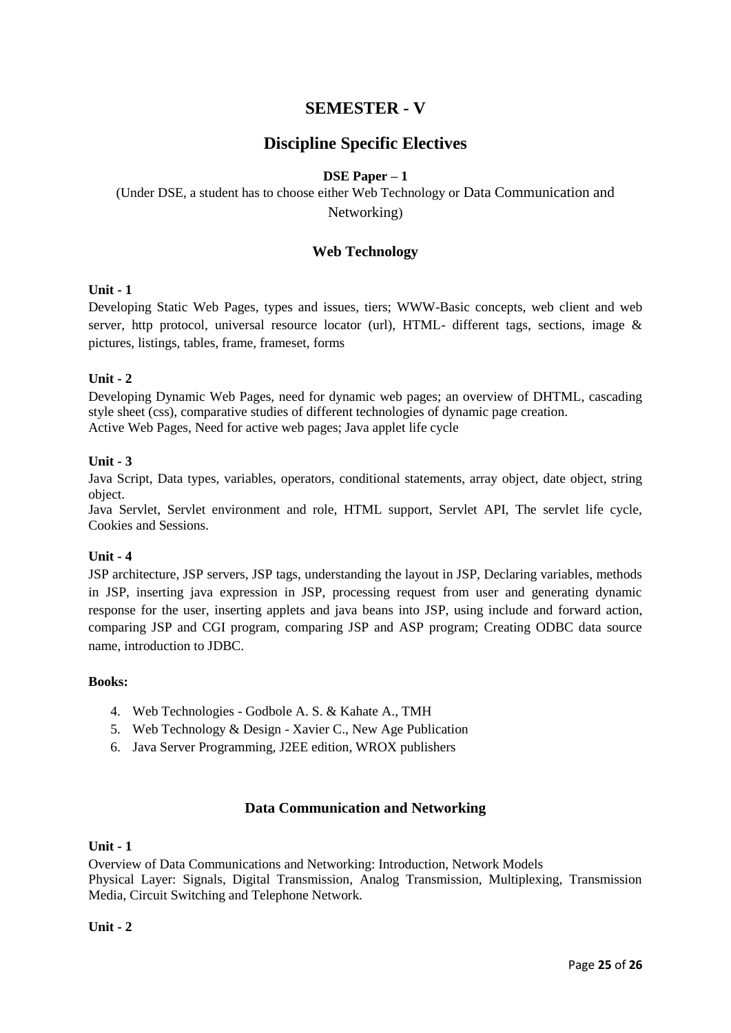# SEMESTER - V

## Discipline Specific Electives

**DSE Paper – 1**

(Under DSE, a student has to choose either Web Technology or Data Communication and Networking)

### Web Technology

**Unit - 1**

Developing Static Web Pages, types and issues, tiers; WWW-Basic concepts, web client and web server, http protocol, universal resource locator (url), HTML- different tags, sections, image & pictures, listings, tables, frame, frameset, forms

**Unit - 2**

Developing Dynamic Web Pages, need for dynamic web pages; an overview of DHTML, cascading style sheet (css), comparative studies of different technologies of dynamic page creation.
Active Web Pages, Need for active web pages; Java applet life cycle

**Unit - 3**

Java Script, Data types, variables, operators, conditional statements, array object, date object, string object.
Java Servlet, Servlet environment and role, HTML support, Servlet API, The servlet life cycle, Cookies and Sessions.

**Unit - 4**

JSP architecture, JSP servers, JSP tags, understanding the layout in JSP, Declaring variables, methods in JSP, inserting java expression in JSP, processing request from user and generating dynamic response for the user, inserting applets and java beans into JSP, using include and forward action, comparing JSP and CGI program, comparing JSP and ASP program; Creating ODBC data source name, introduction to JDBC.

**Books:**

4. Web Technologies - Godbole A. S. & Kahate A., TMH
5. Web Technology & Design - Xavier C., New Age Publication
6. Java Server Programming, J2EE edition, WROX publishers

### Data Communication and Networking

**Unit - 1**

Overview of Data Communications and Networking: Introduction, Network Models
Physical Layer: Signals, Digital Transmission, Analog Transmission, Multiplexing, Transmission Media, Circuit Switching and Telephone Network.

**Unit - 2**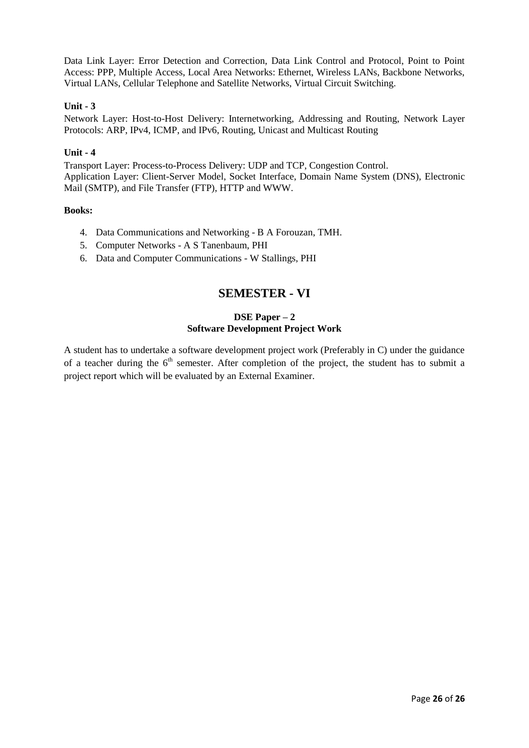Data Link Layer: Error Detection and Correction, Data Link Control and Protocol, Point to Point Access: PPP, Multiple Access, Local Area Networks: Ethernet, Wireless LANs, Backbone Networks, Virtual LANs, Cellular Telephone and Satellite Networks, Virtual Circuit Switching.

**Unit - 3**

Network Layer: Host-to-Host Delivery: Internetworking, Addressing and Routing, Network Layer Protocols: ARP, IPv4, ICMP, and IPv6, Routing, Unicast and Multicast Routing

**Unit - 4**

Transport Layer: Process-to-Process Delivery: UDP and TCP, Congestion Control.
Application Layer: Client-Server Model, Socket Interface, Domain Name System (DNS), Electronic Mail (SMTP), and File Transfer (FTP), HTTP and WWW.

**Books:**

4. Data Communications and Networking - B A Forouzan, TMH.
5. Computer Networks - A S Tanenbaum, PHI
6. Data and Computer Communications - W Stallings, PHI

# SEMESTER - VI

### DSE Paper – 2
### Software Development Project Work

A student has to undertake a software development project work (Preferably in C) under the guidance of a teacher during the 6th semester. After completion of the project, the student has to submit a project report which will be evaluated by an External Examiner.